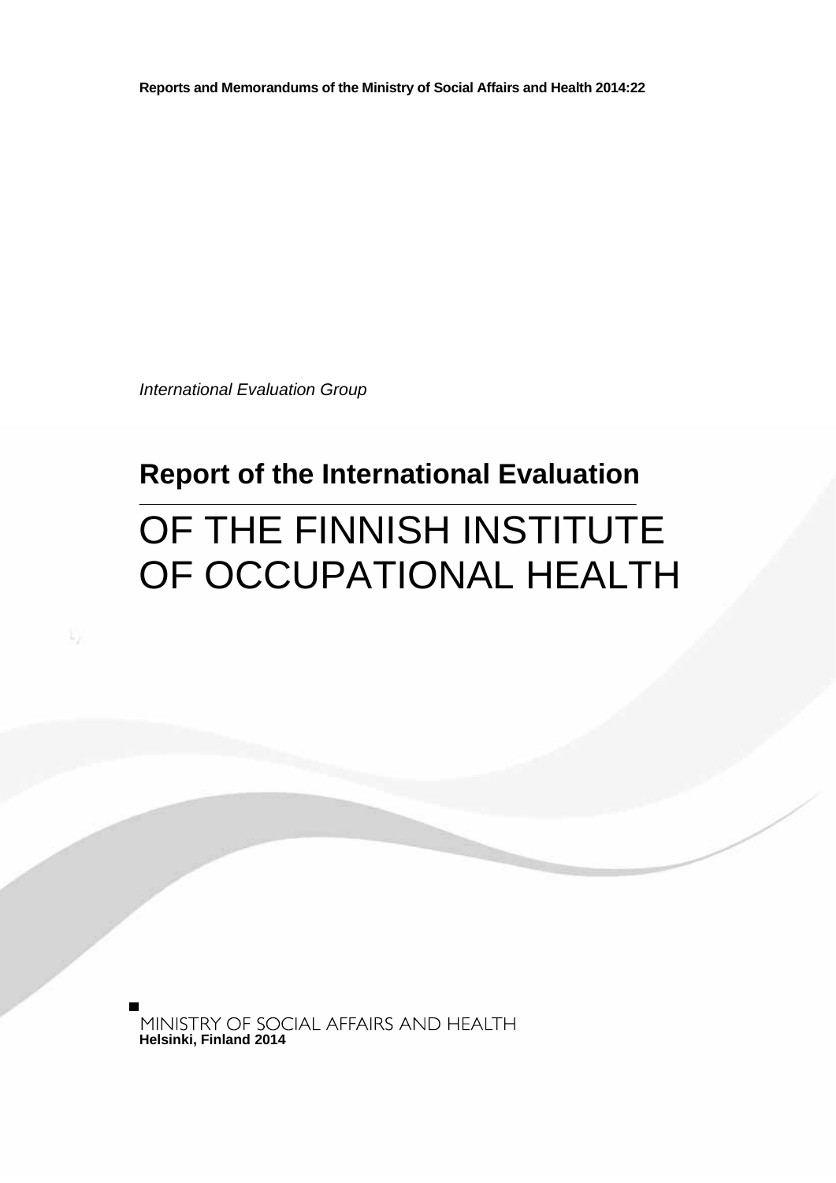**Reports and Memorandums of the Ministry of Social Affairs and Health 2014:22**

*International Evaluation Group*

# Report of the International Evaluation

# OF THE FINNISH INSTITUTE OF OCCUPATIONAL HEALTH

MINISTRY OF SOCIAL AFFAIRS AND HEALTH
**Helsinki, Finland 2014**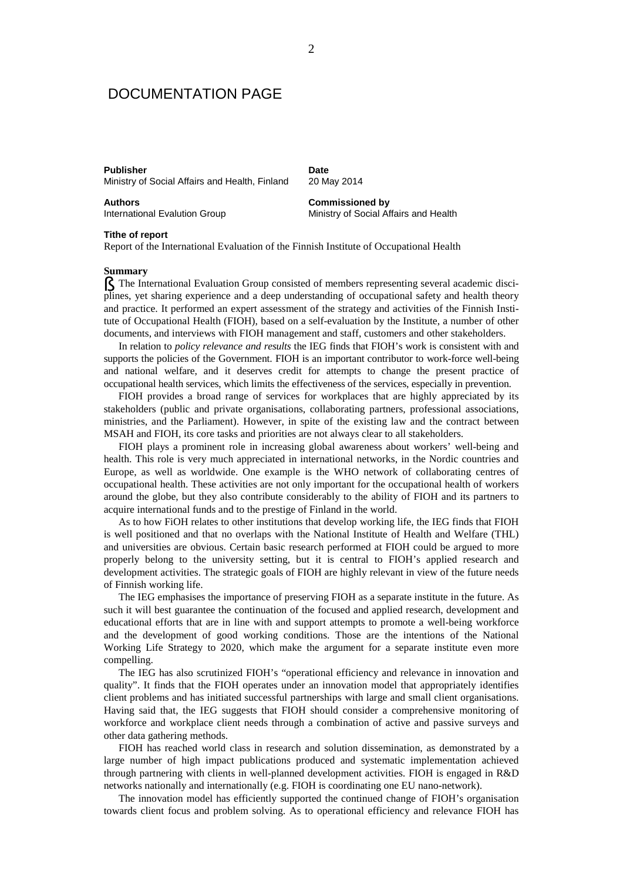# DOCUMENTATION PAGE

**Publisher**
Ministry of Social Affairs and Health, Finland

**Date**
20 May 2014

**Authors**
International Evalution Group

**Commissioned by**
Ministry of Social Affairs and Health

**Tithe of report**
Report of the International Evaluation of the Finnish Institute of Occupational Health

**Summary**

ß The International Evaluation Group consisted of members representing several academic disciplines, yet sharing experience and a deep understanding of occupational safety and health theory and practice. It performed an expert assessment of the strategy and activities of the Finnish Institute of Occupational Health (FIOH), based on a self-evaluation by the Institute, a number of other documents, and interviews with FIOH management and staff, customers and other stakeholders.

In relation to *policy relevance and results* the IEG finds that FIOH's work is consistent with and supports the policies of the Government. FIOH is an important contributor to work-force well-being and national welfare, and it deserves credit for attempts to change the present practice of occupational health services, which limits the effectiveness of the services, especially in prevention.

FIOH provides a broad range of services for workplaces that are highly appreciated by its stakeholders (public and private organisations, collaborating partners, professional associations, ministries, and the Parliament). However, in spite of the existing law and the contract between MSAH and FIOH, its core tasks and priorities are not always clear to all stakeholders.

FIOH plays a prominent role in increasing global awareness about workers' well-being and health. This role is very much appreciated in international networks, in the Nordic countries and Europe, as well as worldwide. One example is the WHO network of collaborating centres of occupational health. These activities are not only important for the occupational health of workers around the globe, but they also contribute considerably to the ability of FIOH and its partners to acquire international funds and to the prestige of Finland in the world.

As to how FiOH relates to other institutions that develop working life, the IEG finds that FIOH is well positioned and that no overlaps with the National Institute of Health and Welfare (THL) and universities are obvious. Certain basic research performed at FIOH could be argued to more properly belong to the university setting, but it is central to FIOH's applied research and development activities. The strategic goals of FIOH are highly relevant in view of the future needs of Finnish working life.

The IEG emphasises the importance of preserving FIOH as a separate institute in the future. As such it will best guarantee the continuation of the focused and applied research, development and educational efforts that are in line with and support attempts to promote a well-being workforce and the development of good working conditions. Those are the intentions of the National Working Life Strategy to 2020, which make the argument for a separate institute even more compelling.

The IEG has also scrutinized FIOH's "operational efficiency and relevance in innovation and quality". It finds that the FIOH operates under an innovation model that appropriately identifies client problems and has initiated successful partnerships with large and small client organisations. Having said that, the IEG suggests that FIOH should consider a comprehensive monitoring of workforce and workplace client needs through a combination of active and passive surveys and other data gathering methods.

FIOH has reached world class in research and solution dissemination, as demonstrated by a large number of high impact publications produced and systematic implementation achieved through partnering with clients in well-planned development activities. FIOH is engaged in R&D networks nationally and internationally (e.g. FIOH is coordinating one EU nano-network).

The innovation model has efficiently supported the continued change of FIOH's organisation towards client focus and problem solving. As to operational efficiency and relevance FIOH has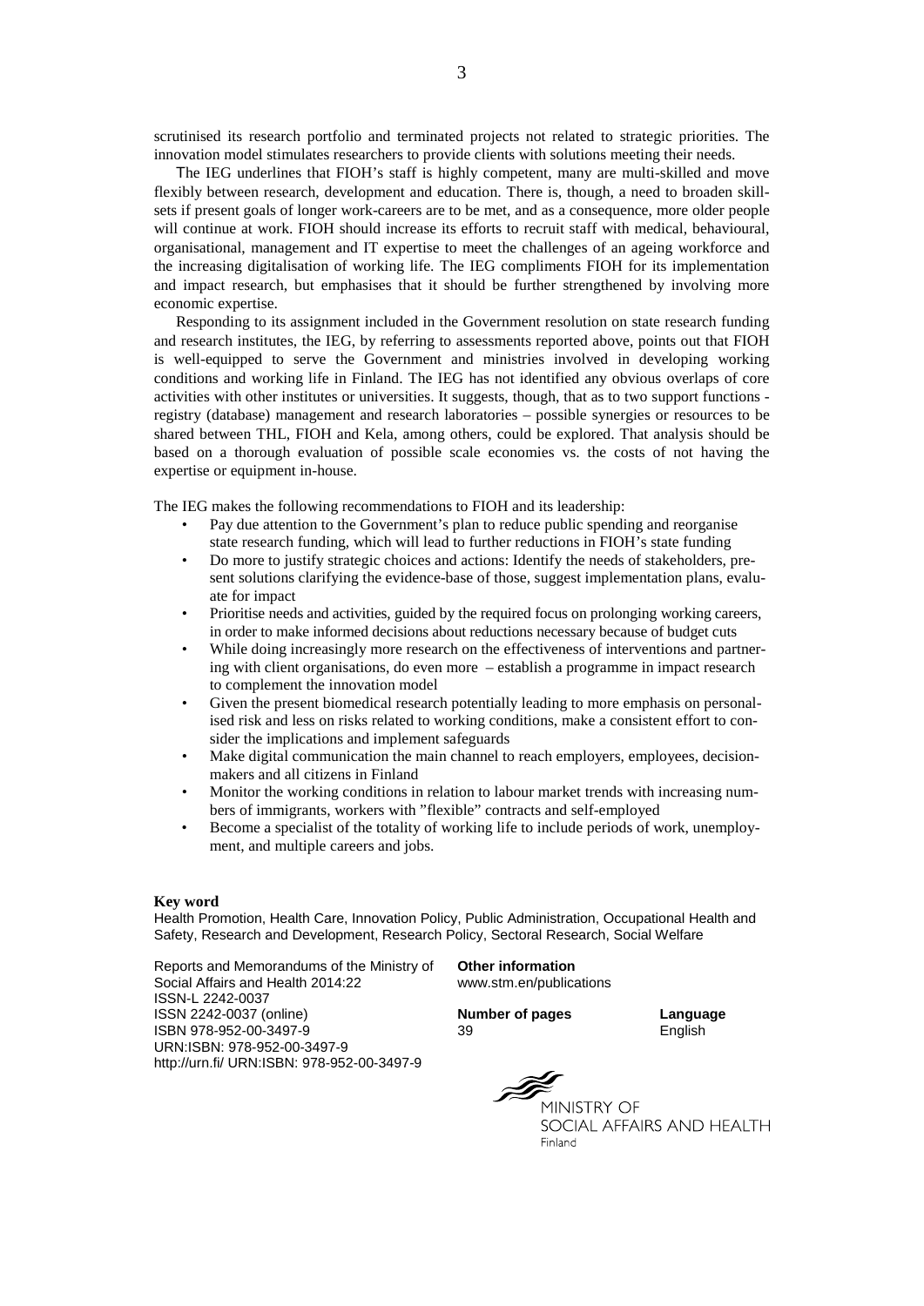scrutinised its research portfolio and terminated projects not related to strategic priorities. The innovation model stimulates researchers to provide clients with solutions meeting their needs.

The IEG underlines that FIOH's staff is highly competent, many are multi-skilled and move flexibly between research, development and education. There is, though, a need to broaden skill-sets if present goals of longer work-careers are to be met, and as a consequence, more older people will continue at work. FIOH should increase its efforts to recruit staff with medical, behavioural, organisational, management and IT expertise to meet the challenges of an ageing workforce and the increasing digitalisation of working life. The IEG compliments FIOH for its implementation and impact research, but emphasises that it should be further strengthened by involving more economic expertise.

Responding to its assignment included in the Government resolution on state research funding and research institutes, the IEG, by referring to assessments reported above, points out that FIOH is well-equipped to serve the Government and ministries involved in developing working conditions and working life in Finland. The IEG has not identified any obvious overlaps of core activities with other institutes or universities. It suggests, though, that as to two support functions - registry (database) management and research laboratories – possible synergies or resources to be shared between THL, FIOH and Kela, among others, could be explored. That analysis should be based on a thorough evaluation of possible scale economies vs. the costs of not having the expertise or equipment in-house.

The IEG makes the following recommendations to FIOH and its leadership:

- Pay due attention to the Government's plan to reduce public spending and reorganise state research funding, which will lead to further reductions in FIOH's state funding
- Do more to justify strategic choices and actions: Identify the needs of stakeholders, present solutions clarifying the evidence-base of those, suggest implementation plans, evaluate for impact
- Prioritise needs and activities, guided by the required focus on prolonging working careers, in order to make informed decisions about reductions necessary because of budget cuts
- While doing increasingly more research on the effectiveness of interventions and partnering with client organisations, do even more – establish a programme in impact research to complement the innovation model
- Given the present biomedical research potentially leading to more emphasis on personalised risk and less on risks related to working conditions, make a consistent effort to consider the implications and implement safeguards
- Make digital communication the main channel to reach employers, employees, decision-makers and all citizens in Finland
- Monitor the working conditions in relation to labour market trends with increasing numbers of immigrants, workers with "flexible" contracts and self-employed
- Become a specialist of the totality of working life to include periods of work, unemployment, and multiple careers and jobs.

**Key word**

Health Promotion, Health Care, Innovation Policy, Public Administration, Occupational Health and Safety, Research and Development, Research Policy, Sectoral Research, Social Welfare

Reports and Memorandums of the Ministry of Social Affairs and Health 2014:22
ISSN-L 2242-0037
ISSN 2242-0037 (online)
ISBN 978-952-00-3497-9
URN:ISBN: 978-952-00-3497-9
http://urn.fi/ URN:ISBN: 978-952-00-3497-9

**Other information**
www.stm.en/publications

**Number of pages**
39

**Language**
English

MINISTRY OF SOCIAL AFFAIRS AND HEALTH
Finland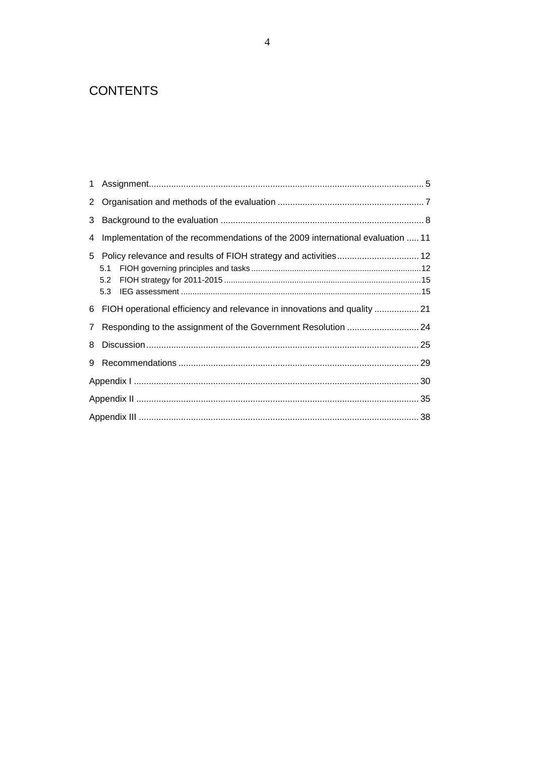# CONTENTS

1 Assignment .... 5

2 Organisation and methods of the evaluation .... 7

3 Background to the evaluation .... 8

4 Implementation of the recommendations of the 2009 international evaluation .... 11

5 Policy relevance and results of FIOH strategy and activities .... 12

- 5.1 FIOH governing principles and tasks .... 12
- 5.2 FIOH strategy for 2011-2015 .... 15
- 5.3 IEG assessment .... 15

6 FIOH operational efficiency and relevance in innovations and quality .... 21

7 Responding to the assignment of the Government Resolution .... 24

8 Discussion .... 25

9 Recommendations .... 29

Appendix I .... 30

Appendix II .... 35

Appendix III .... 38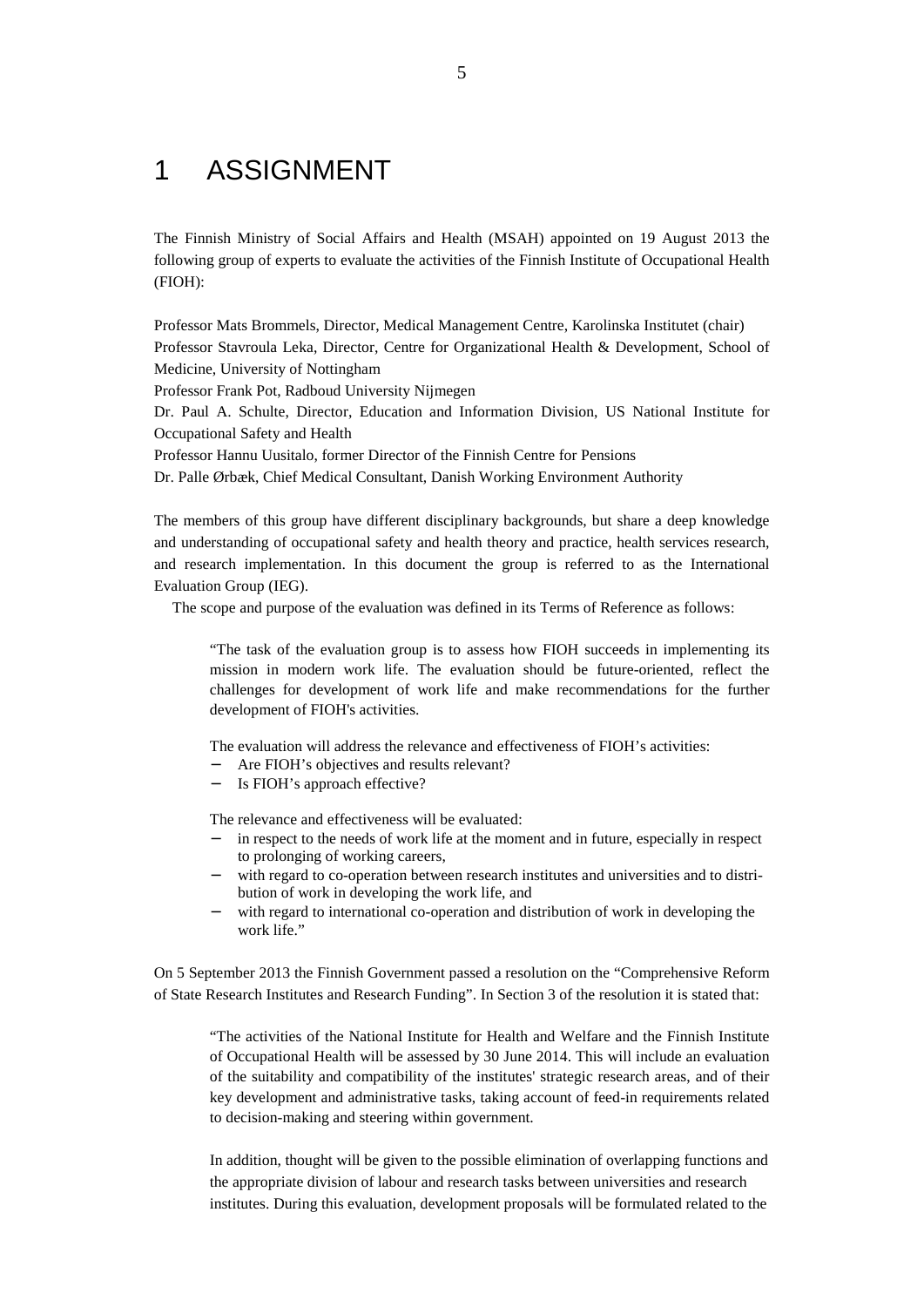# 1 ASSIGNMENT

The Finnish Ministry of Social Affairs and Health (MSAH) appointed on 19 August 2013 the following group of experts to evaluate the activities of the Finnish Institute of Occupational Health (FIOH):

Professor Mats Brommels, Director, Medical Management Centre, Karolinska Institutet (chair)
Professor Stavroula Leka, Director, Centre for Organizational Health & Development, School of Medicine, University of Nottingham
Professor Frank Pot, Radboud University Nijmegen
Dr. Paul A. Schulte, Director, Education and Information Division, US National Institute for Occupational Safety and Health
Professor Hannu Uusitalo, former Director of the Finnish Centre for Pensions
Dr. Palle Ørbæk, Chief Medical Consultant, Danish Working Environment Authority

The members of this group have different disciplinary backgrounds, but share a deep knowledge and understanding of occupational safety and health theory and practice, health services research, and research implementation. In this document the group is referred to as the International Evaluation Group (IEG).

The scope and purpose of the evaluation was defined in its Terms of Reference as follows:

> "The task of the evaluation group is to assess how FIOH succeeds in implementing its mission in modern work life. The evaluation should be future-oriented, reflect the challenges for development of work life and make recommendations for the further development of FIOH's activities.
>
> The evaluation will address the relevance and effectiveness of FIOH's activities:
> - Are FIOH's objectives and results relevant?
> - Is FIOH's approach effective?
>
> The relevance and effectiveness will be evaluated:
> - in respect to the needs of work life at the moment and in future, especially in respect to prolonging of working careers,
> - with regard to co-operation between research institutes and universities and to distribution of work in developing the work life, and
> - with regard to international co-operation and distribution of work in developing the work life."

On 5 September 2013 the Finnish Government passed a resolution on the "Comprehensive Reform of State Research Institutes and Research Funding". In Section 3 of the resolution it is stated that:

> "The activities of the National Institute for Health and Welfare and the Finnish Institute of Occupational Health will be assessed by 30 June 2014. This will include an evaluation of the suitability and compatibility of the institutes' strategic research areas, and of their key development and administrative tasks, taking account of feed-in requirements related to decision-making and steering within government.
>
> In addition, thought will be given to the possible elimination of overlapping functions and the appropriate division of labour and research tasks between universities and research institutes. During this evaluation, development proposals will be formulated related to the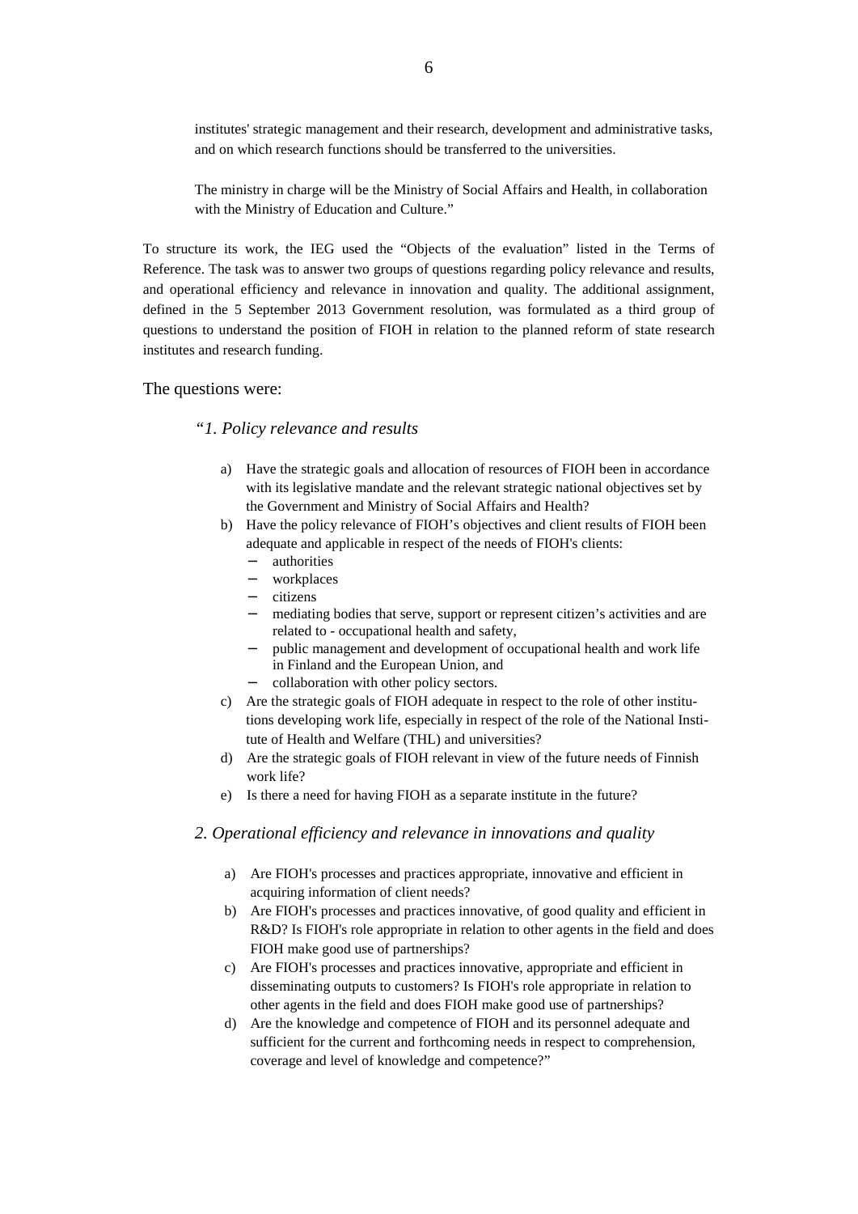institutes' strategic management and their research, development and administrative tasks, and on which research functions should be transferred to the universities.

The ministry in charge will be the Ministry of Social Affairs and Health, in collaboration with the Ministry of Education and Culture."

To structure its work, the IEG used the "Objects of the evaluation" listed in the Terms of Reference. The task was to answer two groups of questions regarding policy relevance and results, and operational efficiency and relevance in innovation and quality. The additional assignment, defined in the 5 September 2013 Government resolution, was formulated as a third group of questions to understand the position of FIOH in relation to the planned reform of state research institutes and research funding.

The questions were:

*"1. Policy relevance and results*

a) Have the strategic goals and allocation of resources of FIOH been in accordance with its legislative mandate and the relevant strategic national objectives set by the Government and Ministry of Social Affairs and Health?
b) Have the policy relevance of FIOH's objectives and client results of FIOH been adequate and applicable in respect of the needs of FIOH's clients:
   - authorities
   - workplaces
   - citizens
   - mediating bodies that serve, support or represent citizen's activities and are related to - occupational health and safety,
   - public management and development of occupational health and work life in Finland and the European Union, and
   - collaboration with other policy sectors.
c) Are the strategic goals of FIOH adequate in respect to the role of other institutions developing work life, especially in respect of the role of the National Institute of Health and Welfare (THL) and universities?
d) Are the strategic goals of FIOH relevant in view of the future needs of Finnish work life?
e) Is there a need for having FIOH as a separate institute in the future?

*2. Operational efficiency and relevance in innovations and quality*

a) Are FIOH's processes and practices appropriate, innovative and efficient in acquiring information of client needs?
b) Are FIOH's processes and practices innovative, of good quality and efficient in R&D? Is FIOH's role appropriate in relation to other agents in the field and does FIOH make good use of partnerships?
c) Are FIOH's processes and practices innovative, appropriate and efficient in disseminating outputs to customers? Is FIOH's role appropriate in relation to other agents in the field and does FIOH make good use of partnerships?
d) Are the knowledge and competence of FIOH and its personnel adequate and sufficient for the current and forthcoming needs in respect to comprehension, coverage and level of knowledge and competence?"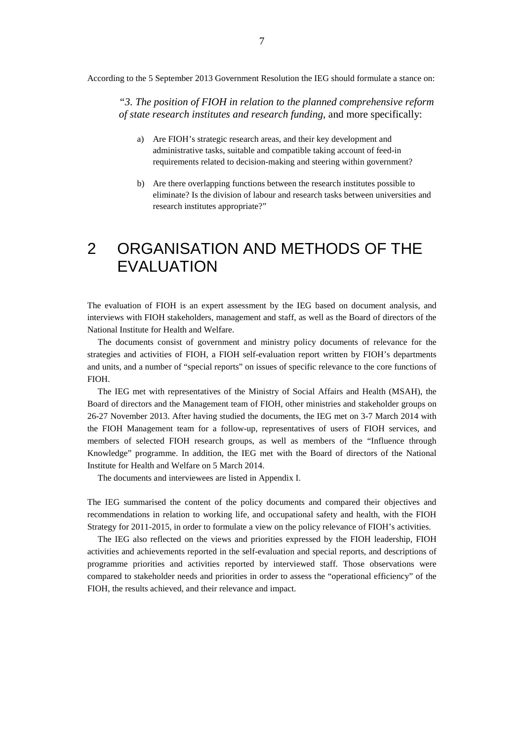According to the 5 September 2013 Government Resolution the IEG should formulate a stance on:

> "*3. The position of FIOH in relation to the planned comprehensive reform of state research institutes and research funding*, and more specifically:
>
> a) Are FIOH's strategic research areas, and their key development and administrative tasks, suitable and compatible taking account of feed-in requirements related to decision-making and steering within government?
>
> b) Are there overlapping functions between the research institutes possible to eliminate? Is the division of labour and research tasks between universities and research institutes appropriate?"

# 2 ORGANISATION AND METHODS OF THE EVALUATION

The evaluation of FIOH is an expert assessment by the IEG based on document analysis, and interviews with FIOH stakeholders, management and staff, as well as the Board of directors of the National Institute for Health and Welfare.

The documents consist of government and ministry policy documents of relevance for the strategies and activities of FIOH, a FIOH self-evaluation report written by FIOH's departments and units, and a number of "special reports" on issues of specific relevance to the core functions of FIOH.

The IEG met with representatives of the Ministry of Social Affairs and Health (MSAH), the Board of directors and the Management team of FIOH, other ministries and stakeholder groups on 26-27 November 2013. After having studied the documents, the IEG met on 3-7 March 2014 with the FIOH Management team for a follow-up, representatives of users of FIOH services, and members of selected FIOH research groups, as well as members of the "Influence through Knowledge" programme. In addition, the IEG met with the Board of directors of the National Institute for Health and Welfare on 5 March 2014.

The documents and interviewees are listed in Appendix I.

The IEG summarised the content of the policy documents and compared their objectives and recommendations in relation to working life, and occupational safety and health, with the FIOH Strategy for 2011-2015, in order to formulate a view on the policy relevance of FIOH's activities.

The IEG also reflected on the views and priorities expressed by the FIOH leadership, FIOH activities and achievements reported in the self-evaluation and special reports, and descriptions of programme priorities and activities reported by interviewed staff. Those observations were compared to stakeholder needs and priorities in order to assess the "operational efficiency" of the FIOH, the results achieved, and their relevance and impact.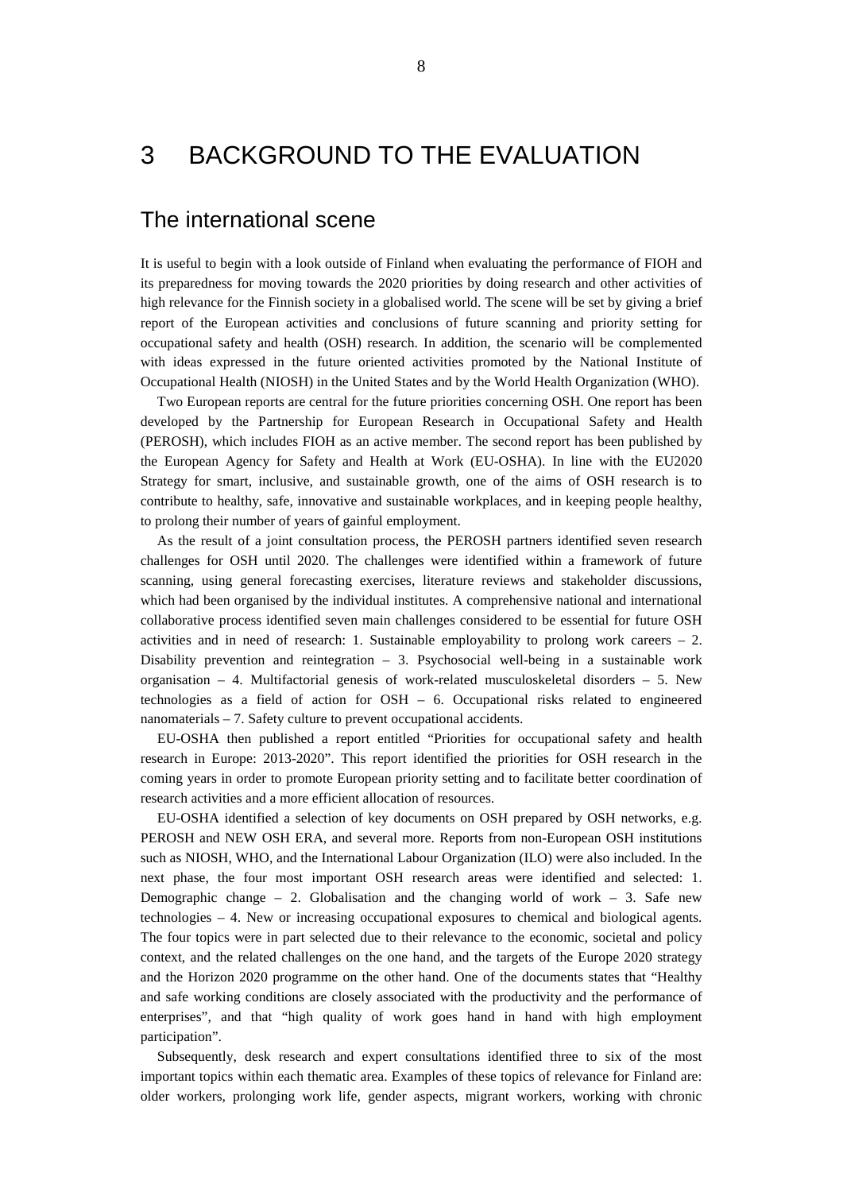# 3 BACKGROUND TO THE EVALUATION

## The international scene

It is useful to begin with a look outside of Finland when evaluating the performance of FIOH and its preparedness for moving towards the 2020 priorities by doing research and other activities of high relevance for the Finnish society in a globalised world. The scene will be set by giving a brief report of the European activities and conclusions of future scanning and priority setting for occupational safety and health (OSH) research. In addition, the scenario will be complemented with ideas expressed in the future oriented activities promoted by the National Institute of Occupational Health (NIOSH) in the United States and by the World Health Organization (WHO).

Two European reports are central for the future priorities concerning OSH. One report has been developed by the Partnership for European Research in Occupational Safety and Health (PEROSH), which includes FIOH as an active member. The second report has been published by the European Agency for Safety and Health at Work (EU-OSHA). In line with the EU2020 Strategy for smart, inclusive, and sustainable growth, one of the aims of OSH research is to contribute to healthy, safe, innovative and sustainable workplaces, and in keeping people healthy, to prolong their number of years of gainful employment.

As the result of a joint consultation process, the PEROSH partners identified seven research challenges for OSH until 2020. The challenges were identified within a framework of future scanning, using general forecasting exercises, literature reviews and stakeholder discussions, which had been organised by the individual institutes. A comprehensive national and international collaborative process identified seven main challenges considered to be essential for future OSH activities and in need of research: 1. Sustainable employability to prolong work careers – 2. Disability prevention and reintegration – 3. Psychosocial well-being in a sustainable work organisation – 4. Multifactorial genesis of work-related musculoskeletal disorders – 5. New technologies as a field of action for OSH – 6. Occupational risks related to engineered nanomaterials – 7. Safety culture to prevent occupational accidents.

EU-OSHA then published a report entitled "Priorities for occupational safety and health research in Europe: 2013-2020". This report identified the priorities for OSH research in the coming years in order to promote European priority setting and to facilitate better coordination of research activities and a more efficient allocation of resources.

EU-OSHA identified a selection of key documents on OSH prepared by OSH networks, e.g. PEROSH and NEW OSH ERA, and several more. Reports from non-European OSH institutions such as NIOSH, WHO, and the International Labour Organization (ILO) were also included. In the next phase, the four most important OSH research areas were identified and selected: 1. Demographic change – 2. Globalisation and the changing world of work – 3. Safe new technologies – 4. New or increasing occupational exposures to chemical and biological agents. The four topics were in part selected due to their relevance to the economic, societal and policy context, and the related challenges on the one hand, and the targets of the Europe 2020 strategy and the Horizon 2020 programme on the other hand. One of the documents states that "Healthy and safe working conditions are closely associated with the productivity and the performance of enterprises", and that "high quality of work goes hand in hand with high employment participation".

Subsequently, desk research and expert consultations identified three to six of the most important topics within each thematic area. Examples of these topics of relevance for Finland are: older workers, prolonging work life, gender aspects, migrant workers, working with chronic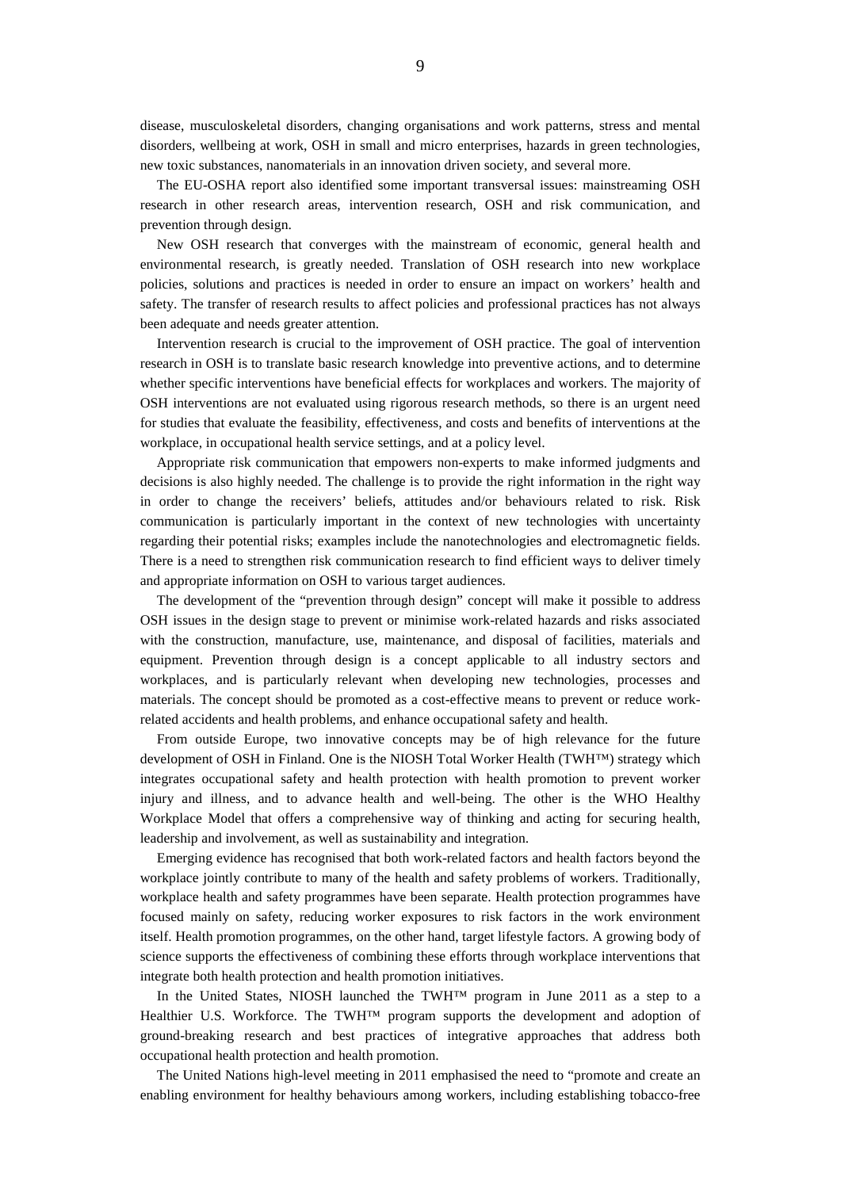disease, musculoskeletal disorders, changing organisations and work patterns, stress and mental disorders, wellbeing at work, OSH in small and micro enterprises, hazards in green technologies, new toxic substances, nanomaterials in an innovation driven society, and several more.

The EU-OSHA report also identified some important transversal issues: mainstreaming OSH research in other research areas, intervention research, OSH and risk communication, and prevention through design.

New OSH research that converges with the mainstream of economic, general health and environmental research, is greatly needed. Translation of OSH research into new workplace policies, solutions and practices is needed in order to ensure an impact on workers' health and safety. The transfer of research results to affect policies and professional practices has not always been adequate and needs greater attention.

Intervention research is crucial to the improvement of OSH practice. The goal of intervention research in OSH is to translate basic research knowledge into preventive actions, and to determine whether specific interventions have beneficial effects for workplaces and workers. The majority of OSH interventions are not evaluated using rigorous research methods, so there is an urgent need for studies that evaluate the feasibility, effectiveness, and costs and benefits of interventions at the workplace, in occupational health service settings, and at a policy level.

Appropriate risk communication that empowers non-experts to make informed judgments and decisions is also highly needed. The challenge is to provide the right information in the right way in order to change the receivers' beliefs, attitudes and/or behaviours related to risk. Risk communication is particularly important in the context of new technologies with uncertainty regarding their potential risks; examples include the nanotechnologies and electromagnetic fields. There is a need to strengthen risk communication research to find efficient ways to deliver timely and appropriate information on OSH to various target audiences.

The development of the "prevention through design" concept will make it possible to address OSH issues in the design stage to prevent or minimise work-related hazards and risks associated with the construction, manufacture, use, maintenance, and disposal of facilities, materials and equipment. Prevention through design is a concept applicable to all industry sectors and workplaces, and is particularly relevant when developing new technologies, processes and materials. The concept should be promoted as a cost-effective means to prevent or reduce work-related accidents and health problems, and enhance occupational safety and health.

From outside Europe, two innovative concepts may be of high relevance for the future development of OSH in Finland. One is the NIOSH Total Worker Health (TWH™) strategy which integrates occupational safety and health protection with health promotion to prevent worker injury and illness, and to advance health and well-being. The other is the WHO Healthy Workplace Model that offers a comprehensive way of thinking and acting for securing health, leadership and involvement, as well as sustainability and integration.

Emerging evidence has recognised that both work-related factors and health factors beyond the workplace jointly contribute to many of the health and safety problems of workers. Traditionally, workplace health and safety programmes have been separate. Health protection programmes have focused mainly on safety, reducing worker exposures to risk factors in the work environment itself. Health promotion programmes, on the other hand, target lifestyle factors. A growing body of science supports the effectiveness of combining these efforts through workplace interventions that integrate both health protection and health promotion initiatives.

In the United States, NIOSH launched the TWH™ program in June 2011 as a step to a Healthier U.S. Workforce. The TWH™ program supports the development and adoption of ground-breaking research and best practices of integrative approaches that address both occupational health protection and health promotion.

The United Nations high-level meeting in 2011 emphasised the need to "promote and create an enabling environment for healthy behaviours among workers, including establishing tobacco-free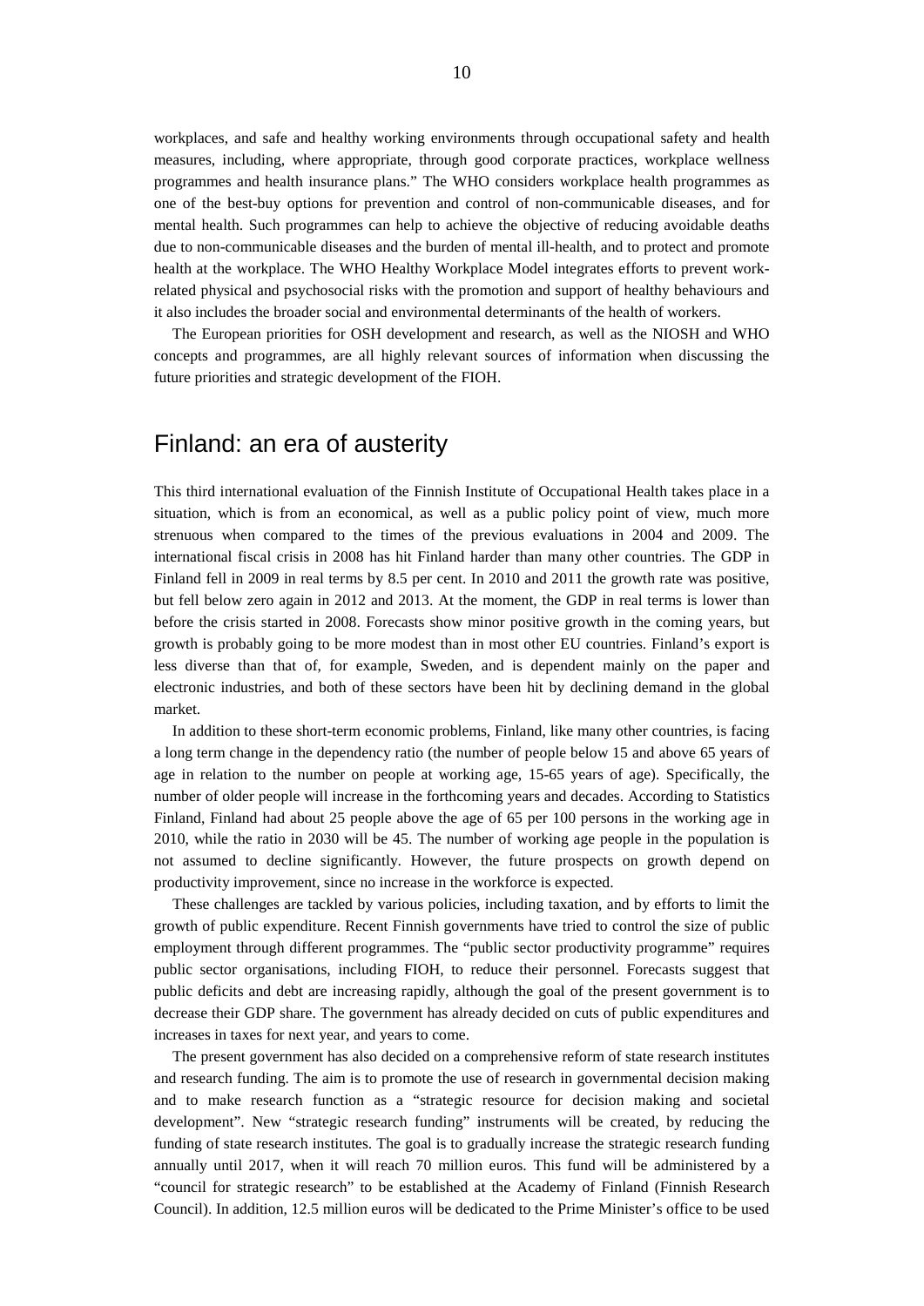workplaces, and safe and healthy working environments through occupational safety and health measures, including, where appropriate, through good corporate practices, workplace wellness programmes and health insurance plans." The WHO considers workplace health programmes as one of the best-buy options for prevention and control of non-communicable diseases, and for mental health. Such programmes can help to achieve the objective of reducing avoidable deaths due to non-communicable diseases and the burden of mental ill-health, and to protect and promote health at the workplace. The WHO Healthy Workplace Model integrates efforts to prevent work-related physical and psychosocial risks with the promotion and support of healthy behaviours and it also includes the broader social and environmental determinants of the health of workers.

The European priorities for OSH development and research, as well as the NIOSH and WHO concepts and programmes, are all highly relevant sources of information when discussing the future priorities and strategic development of the FIOH.

## Finland: an era of austerity

This third international evaluation of the Finnish Institute of Occupational Health takes place in a situation, which is from an economical, as well as a public policy point of view, much more strenuous when compared to the times of the previous evaluations in 2004 and 2009. The international fiscal crisis in 2008 has hit Finland harder than many other countries. The GDP in Finland fell in 2009 in real terms by 8.5 per cent. In 2010 and 2011 the growth rate was positive, but fell below zero again in 2012 and 2013. At the moment, the GDP in real terms is lower than before the crisis started in 2008. Forecasts show minor positive growth in the coming years, but growth is probably going to be more modest than in most other EU countries. Finland's export is less diverse than that of, for example, Sweden, and is dependent mainly on the paper and electronic industries, and both of these sectors have been hit by declining demand in the global market.

In addition to these short-term economic problems, Finland, like many other countries, is facing a long term change in the dependency ratio (the number of people below 15 and above 65 years of age in relation to the number on people at working age, 15-65 years of age). Specifically, the number of older people will increase in the forthcoming years and decades. According to Statistics Finland, Finland had about 25 people above the age of 65 per 100 persons in the working age in 2010, while the ratio in 2030 will be 45. The number of working age people in the population is not assumed to decline significantly. However, the future prospects on growth depend on productivity improvement, since no increase in the workforce is expected.

These challenges are tackled by various policies, including taxation, and by efforts to limit the growth of public expenditure. Recent Finnish governments have tried to control the size of public employment through different programmes. The "public sector productivity programme" requires public sector organisations, including FIOH, to reduce their personnel. Forecasts suggest that public deficits and debt are increasing rapidly, although the goal of the present government is to decrease their GDP share. The government has already decided on cuts of public expenditures and increases in taxes for next year, and years to come.

The present government has also decided on a comprehensive reform of state research institutes and research funding. The aim is to promote the use of research in governmental decision making and to make research function as a "strategic resource for decision making and societal development". New "strategic research funding" instruments will be created, by reducing the funding of state research institutes. The goal is to gradually increase the strategic research funding annually until 2017, when it will reach 70 million euros. This fund will be administered by a "council for strategic research" to be established at the Academy of Finland (Finnish Research Council). In addition, 12.5 million euros will be dedicated to the Prime Minister's office to be used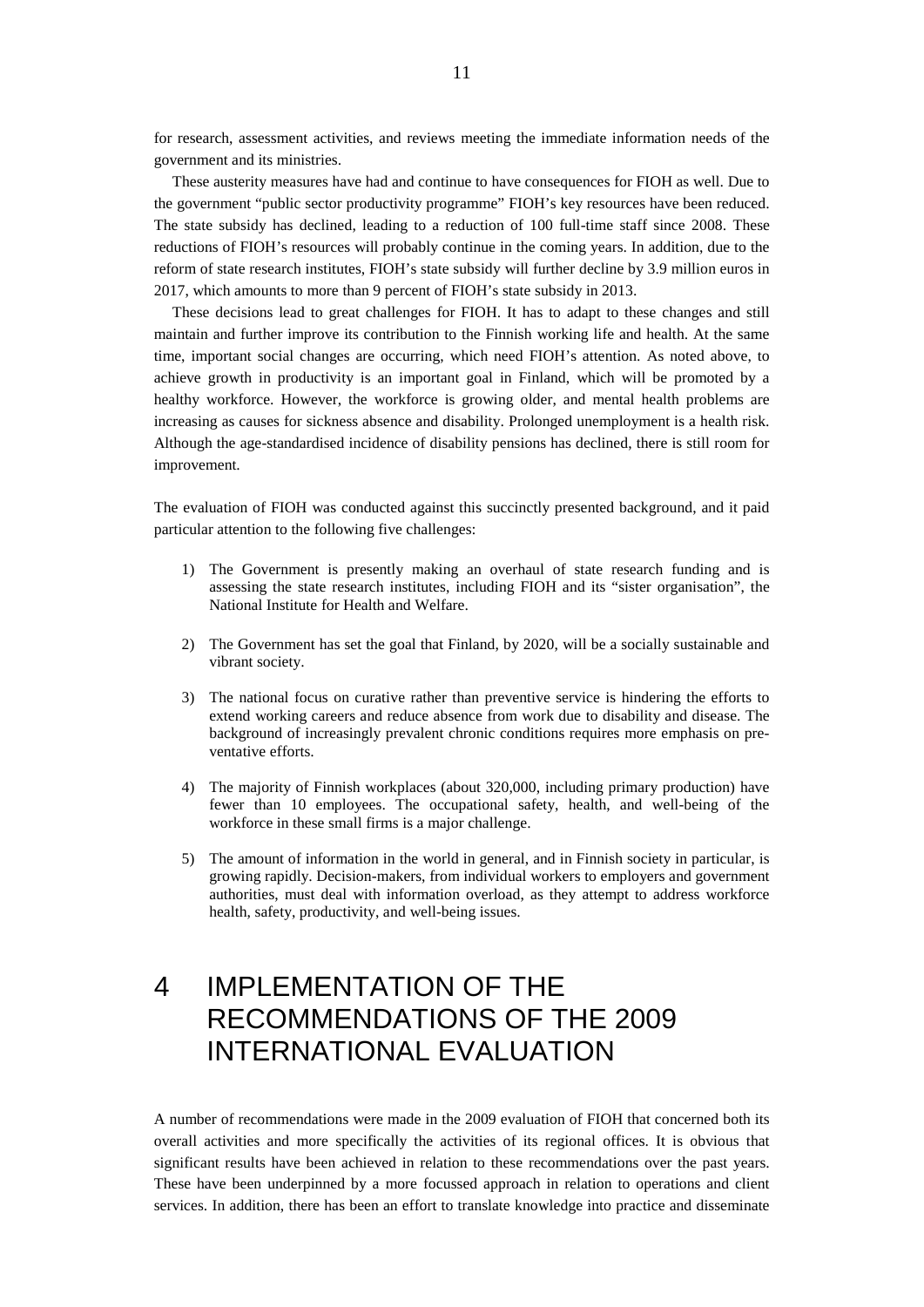for research, assessment activities, and reviews meeting the immediate information needs of the government and its ministries.

These austerity measures have had and continue to have consequences for FIOH as well. Due to the government "public sector productivity programme" FIOH's key resources have been reduced. The state subsidy has declined, leading to a reduction of 100 full-time staff since 2008. These reductions of FIOH's resources will probably continue in the coming years. In addition, due to the reform of state research institutes, FIOH's state subsidy will further decline by 3.9 million euros in 2017, which amounts to more than 9 percent of FIOH's state subsidy in 2013.

These decisions lead to great challenges for FIOH. It has to adapt to these changes and still maintain and further improve its contribution to the Finnish working life and health. At the same time, important social changes are occurring, which need FIOH's attention. As noted above, to achieve growth in productivity is an important goal in Finland, which will be promoted by a healthy workforce. However, the workforce is growing older, and mental health problems are increasing as causes for sickness absence and disability. Prolonged unemployment is a health risk. Although the age-standardised incidence of disability pensions has declined, there is still room for improvement.

The evaluation of FIOH was conducted against this succinctly presented background, and it paid particular attention to the following five challenges:

1) The Government is presently making an overhaul of state research funding and is assessing the state research institutes, including FIOH and its "sister organisation", the National Institute for Health and Welfare.

2) The Government has set the goal that Finland, by 2020, will be a socially sustainable and vibrant society.

3) The national focus on curative rather than preventive service is hindering the efforts to extend working careers and reduce absence from work due to disability and disease. The background of increasingly prevalent chronic conditions requires more emphasis on pre-ventative efforts.

4) The majority of Finnish workplaces (about 320,000, including primary production) have fewer than 10 employees. The occupational safety, health, and well-being of the workforce in these small firms is a major challenge.

5) The amount of information in the world in general, and in Finnish society in particular, is growing rapidly. Decision-makers, from individual workers to employers and government authorities, must deal with information overload, as they attempt to address workforce health, safety, productivity, and well-being issues.

# 4 IMPLEMENTATION OF THE RECOMMENDATIONS OF THE 2009 INTERNATIONAL EVALUATION

A number of recommendations were made in the 2009 evaluation of FIOH that concerned both its overall activities and more specifically the activities of its regional offices. It is obvious that significant results have been achieved in relation to these recommendations over the past years. These have been underpinned by a more focussed approach in relation to operations and client services. In addition, there has been an effort to translate knowledge into practice and disseminate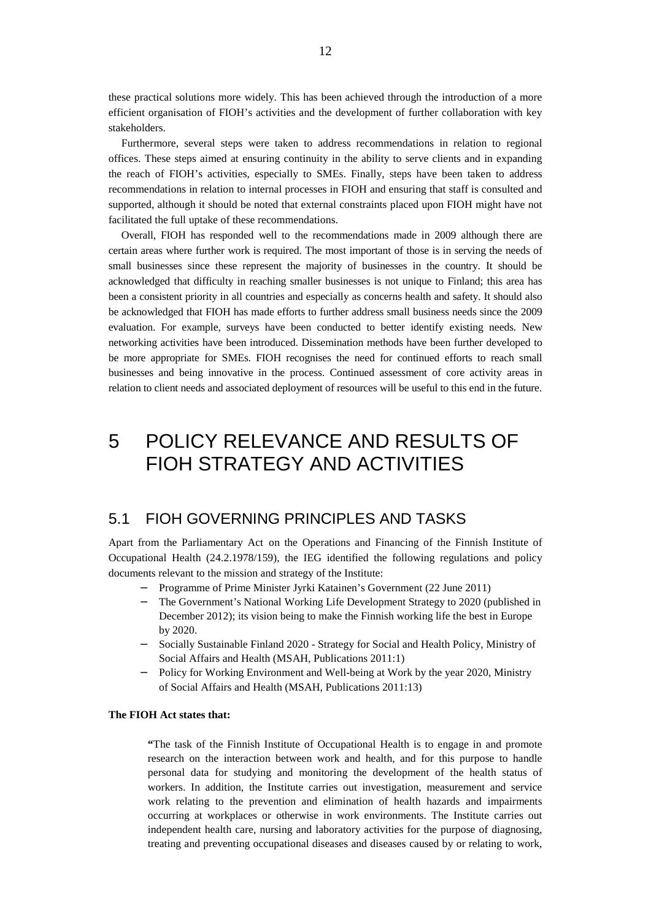these practical solutions more widely. This has been achieved through the introduction of a more efficient organisation of FIOH's activities and the development of further collaboration with key stakeholders.

Furthermore, several steps were taken to address recommendations in relation to regional offices. These steps aimed at ensuring continuity in the ability to serve clients and in expanding the reach of FIOH's activities, especially to SMEs. Finally, steps have been taken to address recommendations in relation to internal processes in FIOH and ensuring that staff is consulted and supported, although it should be noted that external constraints placed upon FIOH might have not facilitated the full uptake of these recommendations.

Overall, FIOH has responded well to the recommendations made in 2009 although there are certain areas where further work is required. The most important of those is in serving the needs of small businesses since these represent the majority of businesses in the country. It should be acknowledged that difficulty in reaching smaller businesses is not unique to Finland; this area has been a consistent priority in all countries and especially as concerns health and safety. It should also be acknowledged that FIOH has made efforts to further address small business needs since the 2009 evaluation. For example, surveys have been conducted to better identify existing needs. New networking activities have been introduced. Dissemination methods have been further developed to be more appropriate for SMEs. FIOH recognises the need for continued efforts to reach small businesses and being innovative in the process. Continued assessment of core activity areas in relation to client needs and associated deployment of resources will be useful to this end in the future.

# 5 POLICY RELEVANCE AND RESULTS OF FIOH STRATEGY AND ACTIVITIES

## 5.1 FIOH GOVERNING PRINCIPLES AND TASKS

Apart from the Parliamentary Act on the Operations and Financing of the Finnish Institute of Occupational Health (24.2.1978/159), the IEG identified the following regulations and policy documents relevant to the mission and strategy of the Institute:

- Programme of Prime Minister Jyrki Katainen's Government (22 June 2011)
- The Government's National Working Life Development Strategy to 2020 (published in December 2012); its vision being to make the Finnish working life the best in Europe by 2020.
- Socially Sustainable Finland 2020 - Strategy for Social and Health Policy, Ministry of Social Affairs and Health (MSAH, Publications 2011:1)
- Policy for Working Environment and Well-being at Work by the year 2020, Ministry of Social Affairs and Health (MSAH, Publications 2011:13)

**The FIOH Act states that:**

> "The task of the Finnish Institute of Occupational Health is to engage in and promote research on the interaction between work and health, and for this purpose to handle personal data for studying and monitoring the development of the health status of workers. In addition, the Institute carries out investigation, measurement and service work relating to the prevention and elimination of health hazards and impairments occurring at workplaces or otherwise in work environments. The Institute carries out independent health care, nursing and laboratory activities for the purpose of diagnosing, treating and preventing occupational diseases and diseases caused by or relating to work,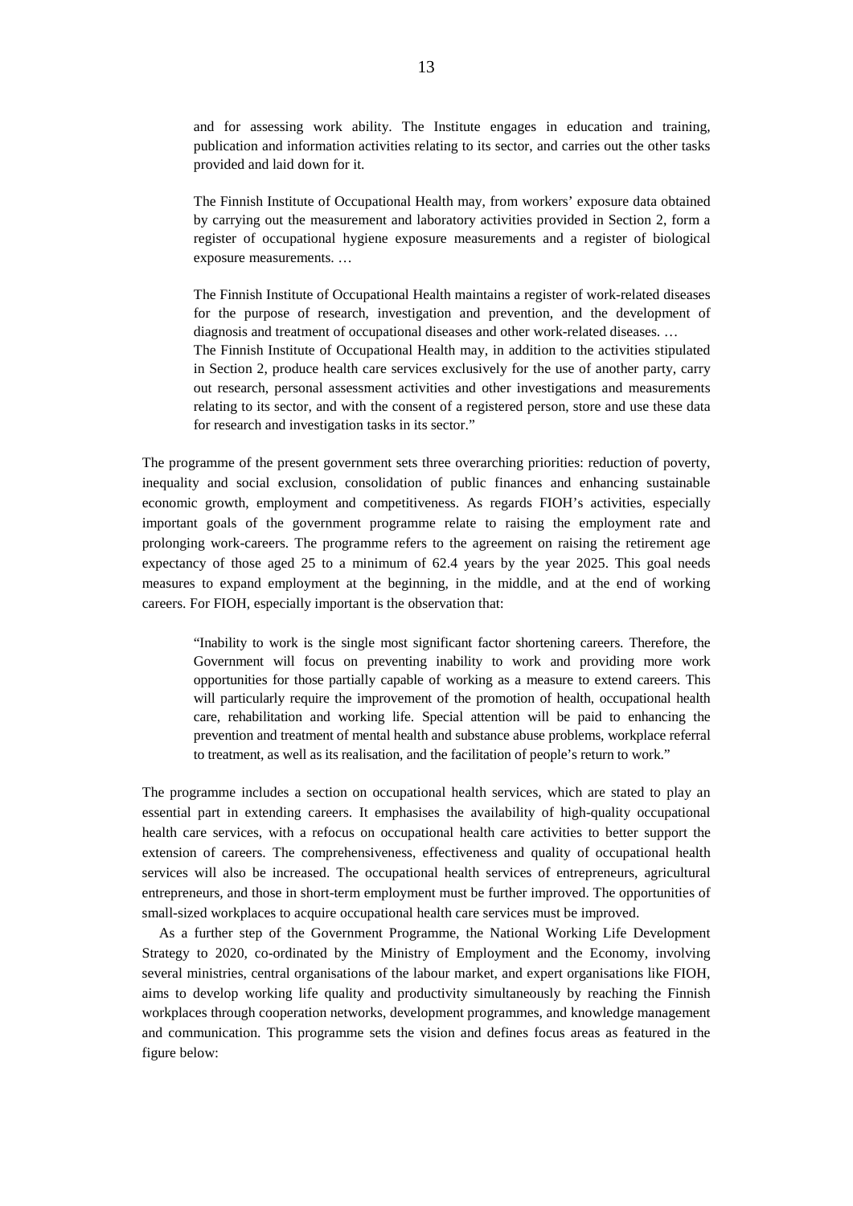> and for assessing work ability. The Institute engages in education and training, publication and information activities relating to its sector, and carries out the other tasks provided and laid down for it.
>
> The Finnish Institute of Occupational Health may, from workers' exposure data obtained by carrying out the measurement and laboratory activities provided in Section 2, form a register of occupational hygiene exposure measurements and a register of biological exposure measurements. …
>
> The Finnish Institute of Occupational Health maintains a register of work-related diseases for the purpose of research, investigation and prevention, and the development of diagnosis and treatment of occupational diseases and other work-related diseases. …
> The Finnish Institute of Occupational Health may, in addition to the activities stipulated in Section 2, produce health care services exclusively for the use of another party, carry out research, personal assessment activities and other investigations and measurements relating to its sector, and with the consent of a registered person, store and use these data for research and investigation tasks in its sector."

The programme of the present government sets three overarching priorities: reduction of poverty, inequality and social exclusion, consolidation of public finances and enhancing sustainable economic growth, employment and competitiveness. As regards FIOH's activities, especially important goals of the government programme relate to raising the employment rate and prolonging work-careers. The programme refers to the agreement on raising the retirement age expectancy of those aged 25 to a minimum of 62.4 years by the year 2025. This goal needs measures to expand employment at the beginning, in the middle, and at the end of working careers. For FIOH, especially important is the observation that:

> "Inability to work is the single most significant factor shortening careers. Therefore, the Government will focus on preventing inability to work and providing more work opportunities for those partially capable of working as a measure to extend careers. This will particularly require the improvement of the promotion of health, occupational health care, rehabilitation and working life. Special attention will be paid to enhancing the prevention and treatment of mental health and substance abuse problems, workplace referral to treatment, as well as its realisation, and the facilitation of people's return to work."

The programme includes a section on occupational health services, which are stated to play an essential part in extending careers. It emphasises the availability of high-quality occupational health care services, with a refocus on occupational health care activities to better support the extension of careers. The comprehensiveness, effectiveness and quality of occupational health services will also be increased. The occupational health services of entrepreneurs, agricultural entrepreneurs, and those in short-term employment must be further improved. The opportunities of small-sized workplaces to acquire occupational health care services must be improved.

As a further step of the Government Programme, the National Working Life Development Strategy to 2020, co-ordinated by the Ministry of Employment and the Economy, involving several ministries, central organisations of the labour market, and expert organisations like FIOH, aims to develop working life quality and productivity simultaneously by reaching the Finnish workplaces through cooperation networks, development programmes, and knowledge management and communication. This programme sets the vision and defines focus areas as featured in the figure below: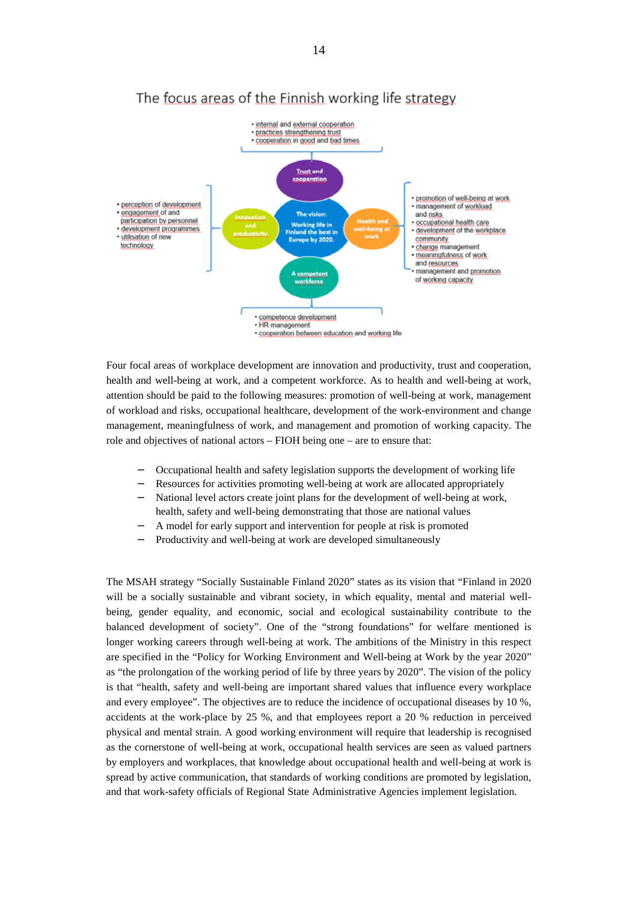The focus areas of the Finnish working life strategy

- internal and external cooperation
- practices strengthening trust
- cooperation in good and bad times

Trust and cooperation

- perception of development
- engagement of and participation by personnel
- development programmes
- utilisation of new technology

Innovation and productivity

The vision: Working life in Finland the best in Europe by 2020.

Health and well-being at work

- promotion of well-being at work
- management of workload and risks
- occupational health care
- development of the workplace community
- change management
- meaningfulness of work and resources
- management and promotion of working capacity

A competent workforce

- competence development
- HR management
- cooperation between education and working life

Four focal areas of workplace development are innovation and productivity, trust and cooperation, health and well-being at work, and a competent workforce. As to health and well-being at work, attention should be paid to the following measures: promotion of well-being at work, management of workload and risks, occupational healthcare, development of the work-environment and change management, meaningfulness of work, and management and promotion of working capacity. The role and objectives of national actors – FIOH being one – are to ensure that:

- Occupational health and safety legislation supports the development of working life
- Resources for activities promoting well-being at work are allocated appropriately
- National level actors create joint plans for the development of well-being at work, health, safety and well-being demonstrating that those are national values
- A model for early support and intervention for people at risk is promoted
- Productivity and well-being at work are developed simultaneously

The MSAH strategy "Socially Sustainable Finland 2020" states as its vision that "Finland in 2020 will be a socially sustainable and vibrant society, in which equality, mental and material well-being, gender equality, and economic, social and ecological sustainability contribute to the balanced development of society". One of the "strong foundations" for welfare mentioned is longer working careers through well-being at work. The ambitions of the Ministry in this respect are specified in the "Policy for Working Environment and Well-being at Work by the year 2020" as "the prolongation of the working period of life by three years by 2020". The vision of the policy is that "health, safety and well-being are important shared values that influence every workplace and every employee". The objectives are to reduce the incidence of occupational diseases by 10 %, accidents at the work-place by 25 %, and that employees report a 20 % reduction in perceived physical and mental strain. A good working environment will require that leadership is recognised as the cornerstone of well-being at work, occupational health services are seen as valued partners by employers and workplaces, that knowledge about occupational health and well-being at work is spread by active communication, that standards of working conditions are promoted by legislation, and that work-safety officials of Regional State Administrative Agencies implement legislation.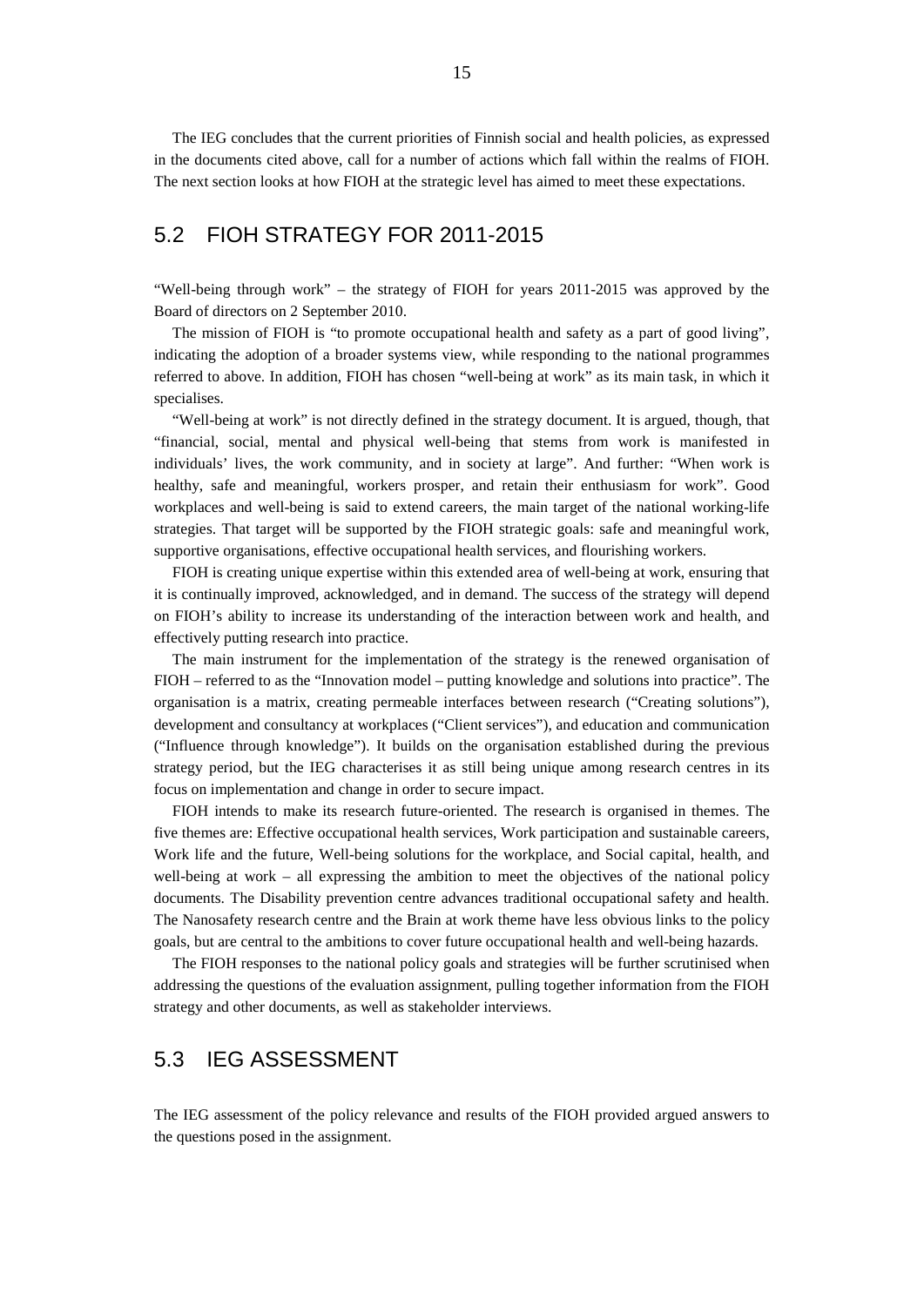The IEG concludes that the current priorities of Finnish social and health policies, as expressed in the documents cited above, call for a number of actions which fall within the realms of FIOH. The next section looks at how FIOH at the strategic level has aimed to meet these expectations.

## 5.2 FIOH STRATEGY FOR 2011-2015

"Well-being through work" – the strategy of FIOH for years 2011-2015 was approved by the Board of directors on 2 September 2010.

The mission of FIOH is "to promote occupational health and safety as a part of good living", indicating the adoption of a broader systems view, while responding to the national programmes referred to above. In addition, FIOH has chosen "well-being at work" as its main task, in which it specialises.

"Well-being at work" is not directly defined in the strategy document. It is argued, though, that "financial, social, mental and physical well-being that stems from work is manifested in individuals' lives, the work community, and in society at large". And further: "When work is healthy, safe and meaningful, workers prosper, and retain their enthusiasm for work". Good workplaces and well-being is said to extend careers, the main target of the national working-life strategies. That target will be supported by the FIOH strategic goals: safe and meaningful work, supportive organisations, effective occupational health services, and flourishing workers.

FIOH is creating unique expertise within this extended area of well-being at work, ensuring that it is continually improved, acknowledged, and in demand. The success of the strategy will depend on FIOH's ability to increase its understanding of the interaction between work and health, and effectively putting research into practice.

The main instrument for the implementation of the strategy is the renewed organisation of FIOH – referred to as the "Innovation model – putting knowledge and solutions into practice". The organisation is a matrix, creating permeable interfaces between research ("Creating solutions"), development and consultancy at workplaces ("Client services"), and education and communication ("Influence through knowledge"). It builds on the organisation established during the previous strategy period, but the IEG characterises it as still being unique among research centres in its focus on implementation and change in order to secure impact.

FIOH intends to make its research future-oriented. The research is organised in themes. The five themes are: Effective occupational health services, Work participation and sustainable careers, Work life and the future, Well-being solutions for the workplace, and Social capital, health, and well-being at work – all expressing the ambition to meet the objectives of the national policy documents. The Disability prevention centre advances traditional occupational safety and health. The Nanosafety research centre and the Brain at work theme have less obvious links to the policy goals, but are central to the ambitions to cover future occupational health and well-being hazards.

The FIOH responses to the national policy goals and strategies will be further scrutinised when addressing the questions of the evaluation assignment, pulling together information from the FIOH strategy and other documents, as well as stakeholder interviews.

## 5.3 IEG ASSESSMENT

The IEG assessment of the policy relevance and results of the FIOH provided argued answers to the questions posed in the assignment.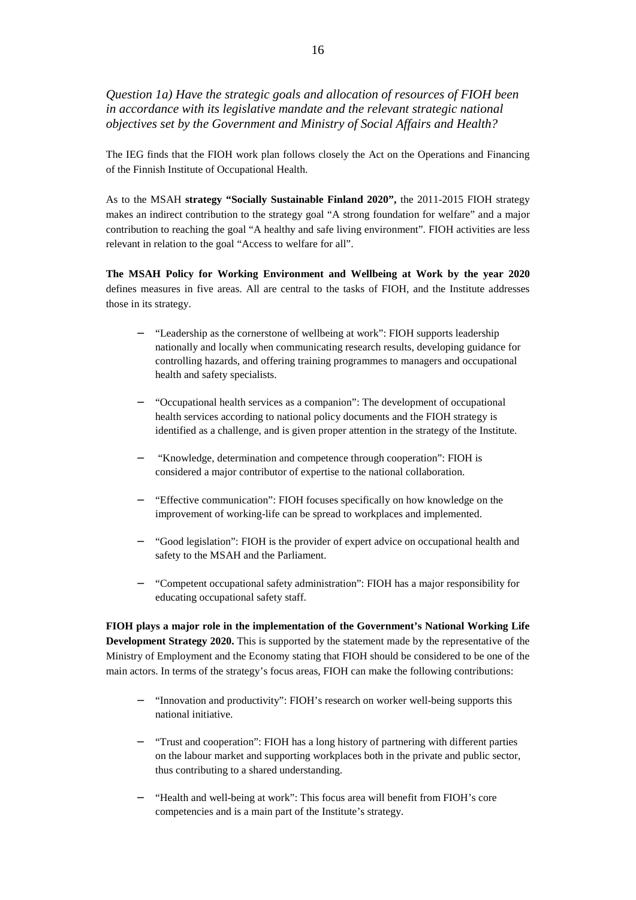*Question 1a) Have the strategic goals and allocation of resources of FIOH been in accordance with its legislative mandate and the relevant strategic national objectives set by the Government and Ministry of Social Affairs and Health?*

The IEG finds that the FIOH work plan follows closely the Act on the Operations and Financing of the Finnish Institute of Occupational Health.

As to the MSAH **strategy "Socially Sustainable Finland 2020",** the 2011-2015 FIOH strategy makes an indirect contribution to the strategy goal "A strong foundation for welfare" and a major contribution to reaching the goal "A healthy and safe living environment". FIOH activities are less relevant in relation to the goal "Access to welfare for all".

**The MSAH Policy for Working Environment and Wellbeing at Work by the year 2020** defines measures in five areas. All are central to the tasks of FIOH, and the Institute addresses those in its strategy.

- "Leadership as the cornerstone of wellbeing at work": FIOH supports leadership nationally and locally when communicating research results, developing guidance for controlling hazards, and offering training programmes to managers and occupational health and safety specialists.
- "Occupational health services as a companion": The development of occupational health services according to national policy documents and the FIOH strategy is identified as a challenge, and is given proper attention in the strategy of the Institute.
- "Knowledge, determination and competence through cooperation": FIOH is considered a major contributor of expertise to the national collaboration.
- "Effective communication": FIOH focuses specifically on how knowledge on the improvement of working-life can be spread to workplaces and implemented.
- "Good legislation": FIOH is the provider of expert advice on occupational health and safety to the MSAH and the Parliament.
- "Competent occupational safety administration": FIOH has a major responsibility for educating occupational safety staff.

**FIOH plays a major role in the implementation of the Government's National Working Life Development Strategy 2020.** This is supported by the statement made by the representative of the Ministry of Employment and the Economy stating that FIOH should be considered to be one of the main actors. In terms of the strategy's focus areas, FIOH can make the following contributions:

- "Innovation and productivity": FIOH's research on worker well-being supports this national initiative.
- "Trust and cooperation": FIOH has a long history of partnering with different parties on the labour market and supporting workplaces both in the private and public sector, thus contributing to a shared understanding.
- "Health and well-being at work": This focus area will benefit from FIOH's core competencies and is a main part of the Institute's strategy.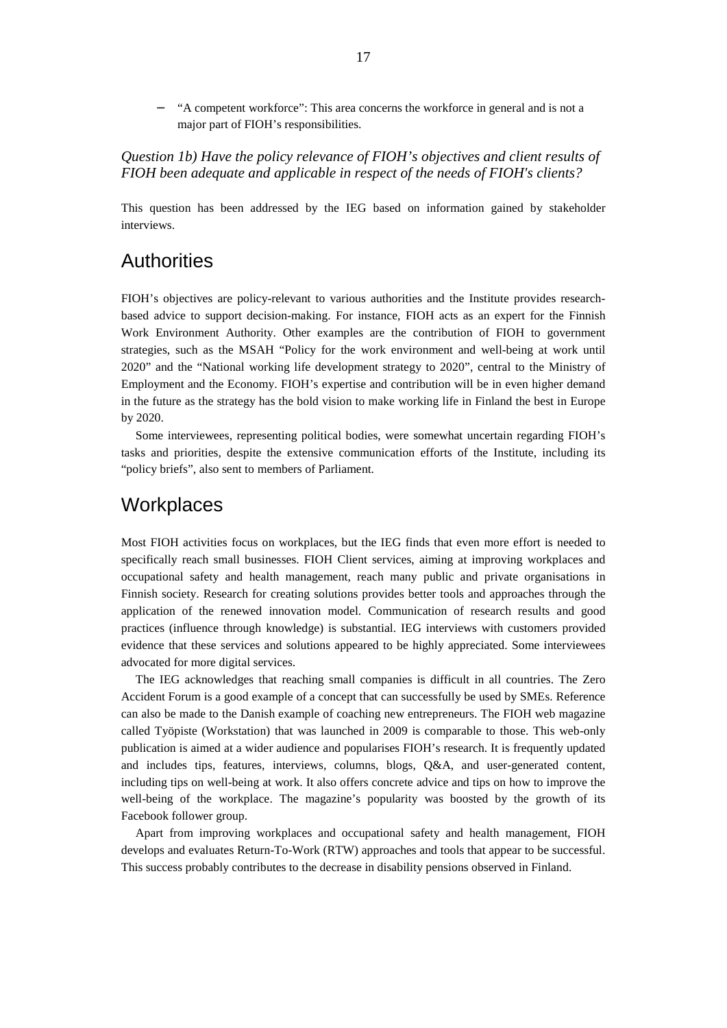- "A competent workforce": This area concerns the workforce in general and is not a major part of FIOH's responsibilities.

*Question 1b) Have the policy relevance of FIOH's objectives and client results of FIOH been adequate and applicable in respect of the needs of FIOH's clients?*

This question has been addressed by the IEG based on information gained by stakeholder interviews.

## Authorities

FIOH's objectives are policy-relevant to various authorities and the Institute provides research-based advice to support decision-making. For instance, FIOH acts as an expert for the Finnish Work Environment Authority. Other examples are the contribution of FIOH to government strategies, such as the MSAH "Policy for the work environment and well-being at work until 2020" and the "National working life development strategy to 2020", central to the Ministry of Employment and the Economy. FIOH's expertise and contribution will be in even higher demand in the future as the strategy has the bold vision to make working life in Finland the best in Europe by 2020.

Some interviewees, representing political bodies, were somewhat uncertain regarding FIOH's tasks and priorities, despite the extensive communication efforts of the Institute, including its "policy briefs", also sent to members of Parliament.

## Workplaces

Most FIOH activities focus on workplaces, but the IEG finds that even more effort is needed to specifically reach small businesses. FIOH Client services, aiming at improving workplaces and occupational safety and health management, reach many public and private organisations in Finnish society. Research for creating solutions provides better tools and approaches through the application of the renewed innovation model. Communication of research results and good practices (influence through knowledge) is substantial. IEG interviews with customers provided evidence that these services and solutions appeared to be highly appreciated. Some interviewees advocated for more digital services.

The IEG acknowledges that reaching small companies is difficult in all countries. The Zero Accident Forum is a good example of a concept that can successfully be used by SMEs. Reference can also be made to the Danish example of coaching new entrepreneurs. The FIOH web magazine called Työpiste (Workstation) that was launched in 2009 is comparable to those. This web-only publication is aimed at a wider audience and popularises FIOH's research. It is frequently updated and includes tips, features, interviews, columns, blogs, Q&A, and user-generated content, including tips on well-being at work. It also offers concrete advice and tips on how to improve the well-being of the workplace. The magazine's popularity was boosted by the growth of its Facebook follower group.

Apart from improving workplaces and occupational safety and health management, FIOH develops and evaluates Return-To-Work (RTW) approaches and tools that appear to be successful. This success probably contributes to the decrease in disability pensions observed in Finland.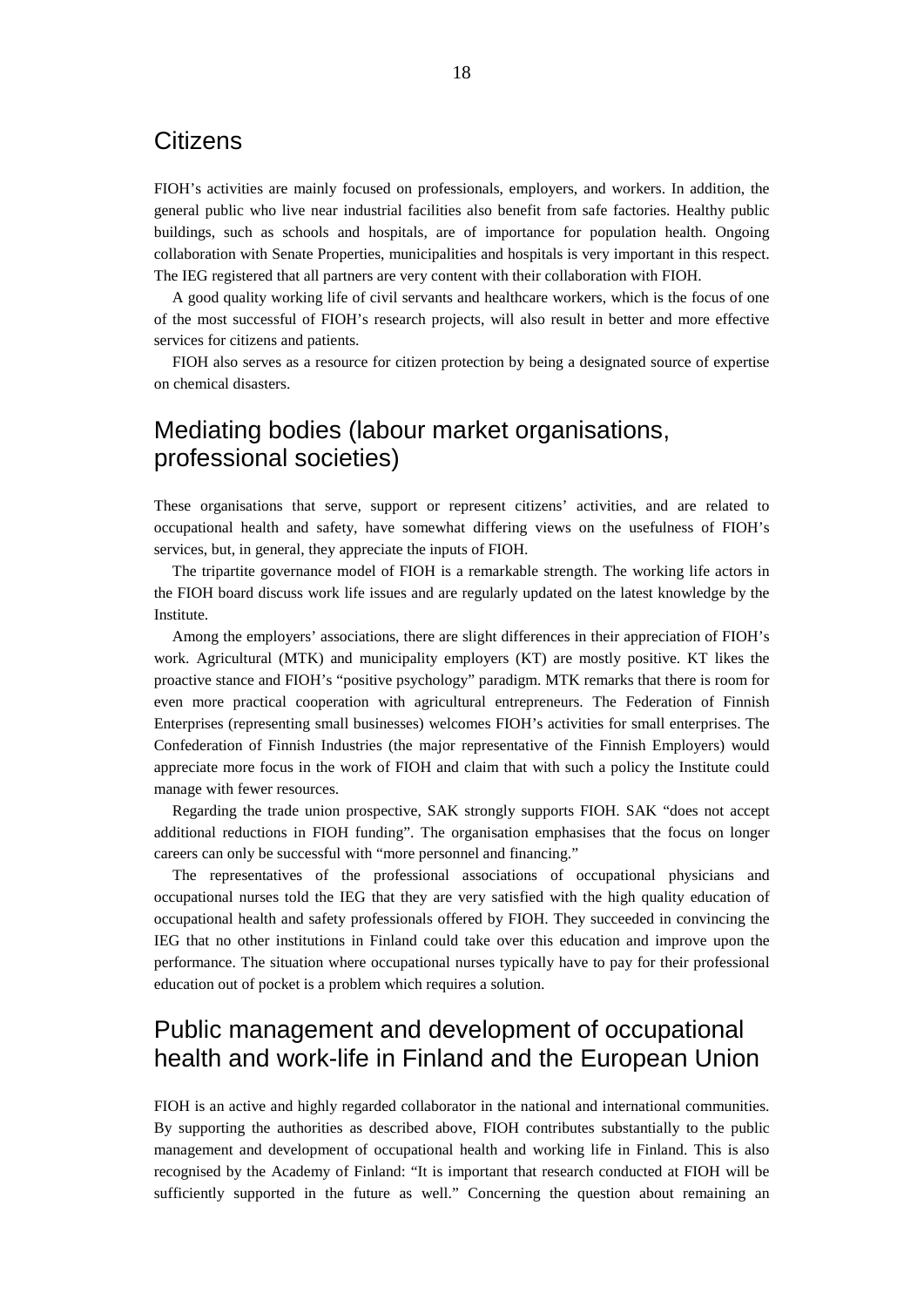## Citizens

FIOH's activities are mainly focused on professionals, employers, and workers. In addition, the general public who live near industrial facilities also benefit from safe factories. Healthy public buildings, such as schools and hospitals, are of importance for population health. Ongoing collaboration with Senate Properties, municipalities and hospitals is very important in this respect. The IEG registered that all partners are very content with their collaboration with FIOH.

A good quality working life of civil servants and healthcare workers, which is the focus of one of the most successful of FIOH's research projects, will also result in better and more effective services for citizens and patients.

FIOH also serves as a resource for citizen protection by being a designated source of expertise on chemical disasters.

## Mediating bodies (labour market organisations, professional societies)

These organisations that serve, support or represent citizens' activities, and are related to occupational health and safety, have somewhat differing views on the usefulness of FIOH's services, but, in general, they appreciate the inputs of FIOH.

The tripartite governance model of FIOH is a remarkable strength. The working life actors in the FIOH board discuss work life issues and are regularly updated on the latest knowledge by the Institute.

Among the employers' associations, there are slight differences in their appreciation of FIOH's work. Agricultural (MTK) and municipality employers (KT) are mostly positive. KT likes the proactive stance and FIOH's "positive psychology" paradigm. MTK remarks that there is room for even more practical cooperation with agricultural entrepreneurs. The Federation of Finnish Enterprises (representing small businesses) welcomes FIOH's activities for small enterprises. The Confederation of Finnish Industries (the major representative of the Finnish Employers) would appreciate more focus in the work of FIOH and claim that with such a policy the Institute could manage with fewer resources.

Regarding the trade union prospective, SAK strongly supports FIOH. SAK "does not accept additional reductions in FIOH funding". The organisation emphasises that the focus on longer careers can only be successful with "more personnel and financing."

The representatives of the professional associations of occupational physicians and occupational nurses told the IEG that they are very satisfied with the high quality education of occupational health and safety professionals offered by FIOH. They succeeded in convincing the IEG that no other institutions in Finland could take over this education and improve upon the performance. The situation where occupational nurses typically have to pay for their professional education out of pocket is a problem which requires a solution.

## Public management and development of occupational health and work-life in Finland and the European Union

FIOH is an active and highly regarded collaborator in the national and international communities. By supporting the authorities as described above, FIOH contributes substantially to the public management and development of occupational health and working life in Finland. This is also recognised by the Academy of Finland: "It is important that research conducted at FIOH will be sufficiently supported in the future as well." Concerning the question about remaining an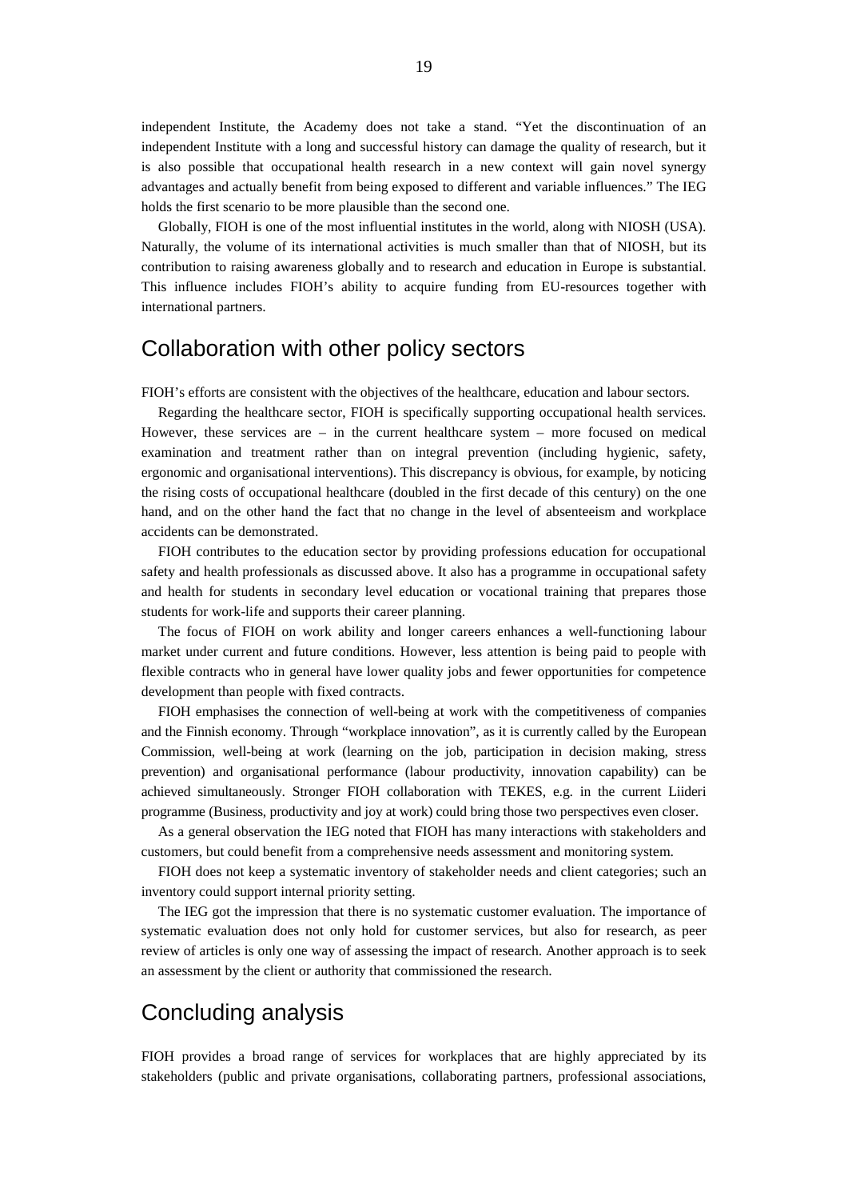independent Institute, the Academy does not take a stand. "Yet the discontinuation of an independent Institute with a long and successful history can damage the quality of research, but it is also possible that occupational health research in a new context will gain novel synergy advantages and actually benefit from being exposed to different and variable influences." The IEG holds the first scenario to be more plausible than the second one.

Globally, FIOH is one of the most influential institutes in the world, along with NIOSH (USA). Naturally, the volume of its international activities is much smaller than that of NIOSH, but its contribution to raising awareness globally and to research and education in Europe is substantial. This influence includes FIOH's ability to acquire funding from EU-resources together with international partners.

## Collaboration with other policy sectors

FIOH's efforts are consistent with the objectives of the healthcare, education and labour sectors.

Regarding the healthcare sector, FIOH is specifically supporting occupational health services. However, these services are – in the current healthcare system – more focused on medical examination and treatment rather than on integral prevention (including hygienic, safety, ergonomic and organisational interventions). This discrepancy is obvious, for example, by noticing the rising costs of occupational healthcare (doubled in the first decade of this century) on the one hand, and on the other hand the fact that no change in the level of absenteeism and workplace accidents can be demonstrated.

FIOH contributes to the education sector by providing professions education for occupational safety and health professionals as discussed above. It also has a programme in occupational safety and health for students in secondary level education or vocational training that prepares those students for work-life and supports their career planning.

The focus of FIOH on work ability and longer careers enhances a well-functioning labour market under current and future conditions. However, less attention is being paid to people with flexible contracts who in general have lower quality jobs and fewer opportunities for competence development than people with fixed contracts.

FIOH emphasises the connection of well-being at work with the competitiveness of companies and the Finnish economy. Through "workplace innovation", as it is currently called by the European Commission, well-being at work (learning on the job, participation in decision making, stress prevention) and organisational performance (labour productivity, innovation capability) can be achieved simultaneously. Stronger FIOH collaboration with TEKES, e.g. in the current Liideri programme (Business, productivity and joy at work) could bring those two perspectives even closer.

As a general observation the IEG noted that FIOH has many interactions with stakeholders and customers, but could benefit from a comprehensive needs assessment and monitoring system.

FIOH does not keep a systematic inventory of stakeholder needs and client categories; such an inventory could support internal priority setting.

The IEG got the impression that there is no systematic customer evaluation. The importance of systematic evaluation does not only hold for customer services, but also for research, as peer review of articles is only one way of assessing the impact of research. Another approach is to seek an assessment by the client or authority that commissioned the research.

## Concluding analysis

FIOH provides a broad range of services for workplaces that are highly appreciated by its stakeholders (public and private organisations, collaborating partners, professional associations,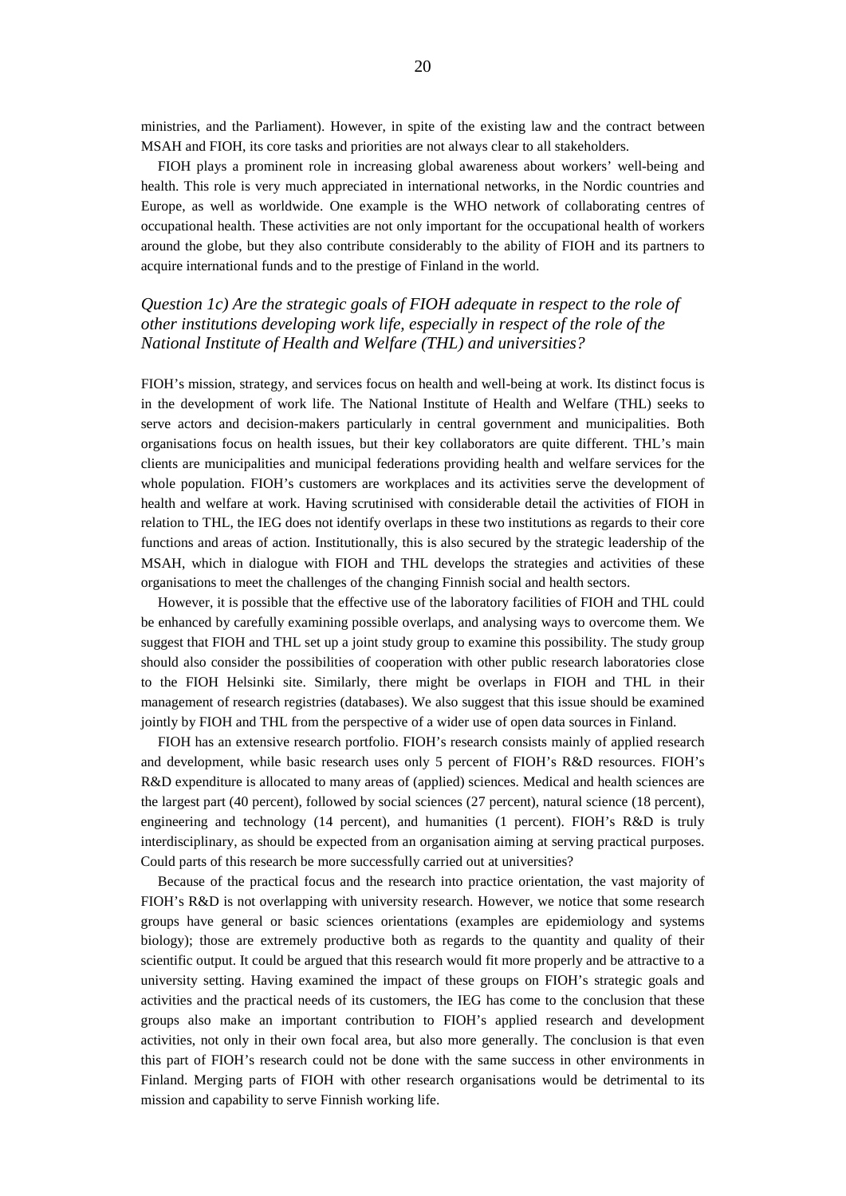ministries, and the Parliament). However, in spite of the existing law and the contract between MSAH and FIOH, its core tasks and priorities are not always clear to all stakeholders.

FIOH plays a prominent role in increasing global awareness about workers' well-being and health. This role is very much appreciated in international networks, in the Nordic countries and Europe, as well as worldwide. One example is the WHO network of collaborating centres of occupational health. These activities are not only important for the occupational health of workers around the globe, but they also contribute considerably to the ability of FIOH and its partners to acquire international funds and to the prestige of Finland in the world.

### *Question 1c) Are the strategic goals of FIOH adequate in respect to the role of other institutions developing work life, especially in respect of the role of the National Institute of Health and Welfare (THL) and universities?*

FIOH's mission, strategy, and services focus on health and well-being at work. Its distinct focus is in the development of work life. The National Institute of Health and Welfare (THL) seeks to serve actors and decision-makers particularly in central government and municipalities. Both organisations focus on health issues, but their key collaborators are quite different. THL's main clients are municipalities and municipal federations providing health and welfare services for the whole population. FIOH's customers are workplaces and its activities serve the development of health and welfare at work. Having scrutinised with considerable detail the activities of FIOH in relation to THL, the IEG does not identify overlaps in these two institutions as regards to their core functions and areas of action. Institutionally, this is also secured by the strategic leadership of the MSAH, which in dialogue with FIOH and THL develops the strategies and activities of these organisations to meet the challenges of the changing Finnish social and health sectors.

However, it is possible that the effective use of the laboratory facilities of FIOH and THL could be enhanced by carefully examining possible overlaps, and analysing ways to overcome them. We suggest that FIOH and THL set up a joint study group to examine this possibility. The study group should also consider the possibilities of cooperation with other public research laboratories close to the FIOH Helsinki site. Similarly, there might be overlaps in FIOH and THL in their management of research registries (databases). We also suggest that this issue should be examined jointly by FIOH and THL from the perspective of a wider use of open data sources in Finland.

FIOH has an extensive research portfolio. FIOH's research consists mainly of applied research and development, while basic research uses only 5 percent of FIOH's R&D resources. FIOH's R&D expenditure is allocated to many areas of (applied) sciences. Medical and health sciences are the largest part (40 percent), followed by social sciences (27 percent), natural science (18 percent), engineering and technology (14 percent), and humanities (1 percent). FIOH's R&D is truly interdisciplinary, as should be expected from an organisation aiming at serving practical purposes. Could parts of this research be more successfully carried out at universities?

Because of the practical focus and the research into practice orientation, the vast majority of FIOH's R&D is not overlapping with university research. However, we notice that some research groups have general or basic sciences orientations (examples are epidemiology and systems biology); those are extremely productive both as regards to the quantity and quality of their scientific output. It could be argued that this research would fit more properly and be attractive to a university setting. Having examined the impact of these groups on FIOH's strategic goals and activities and the practical needs of its customers, the IEG has come to the conclusion that these groups also make an important contribution to FIOH's applied research and development activities, not only in their own focal area, but also more generally. The conclusion is that even this part of FIOH's research could not be done with the same success in other environments in Finland. Merging parts of FIOH with other research organisations would be detrimental to its mission and capability to serve Finnish working life.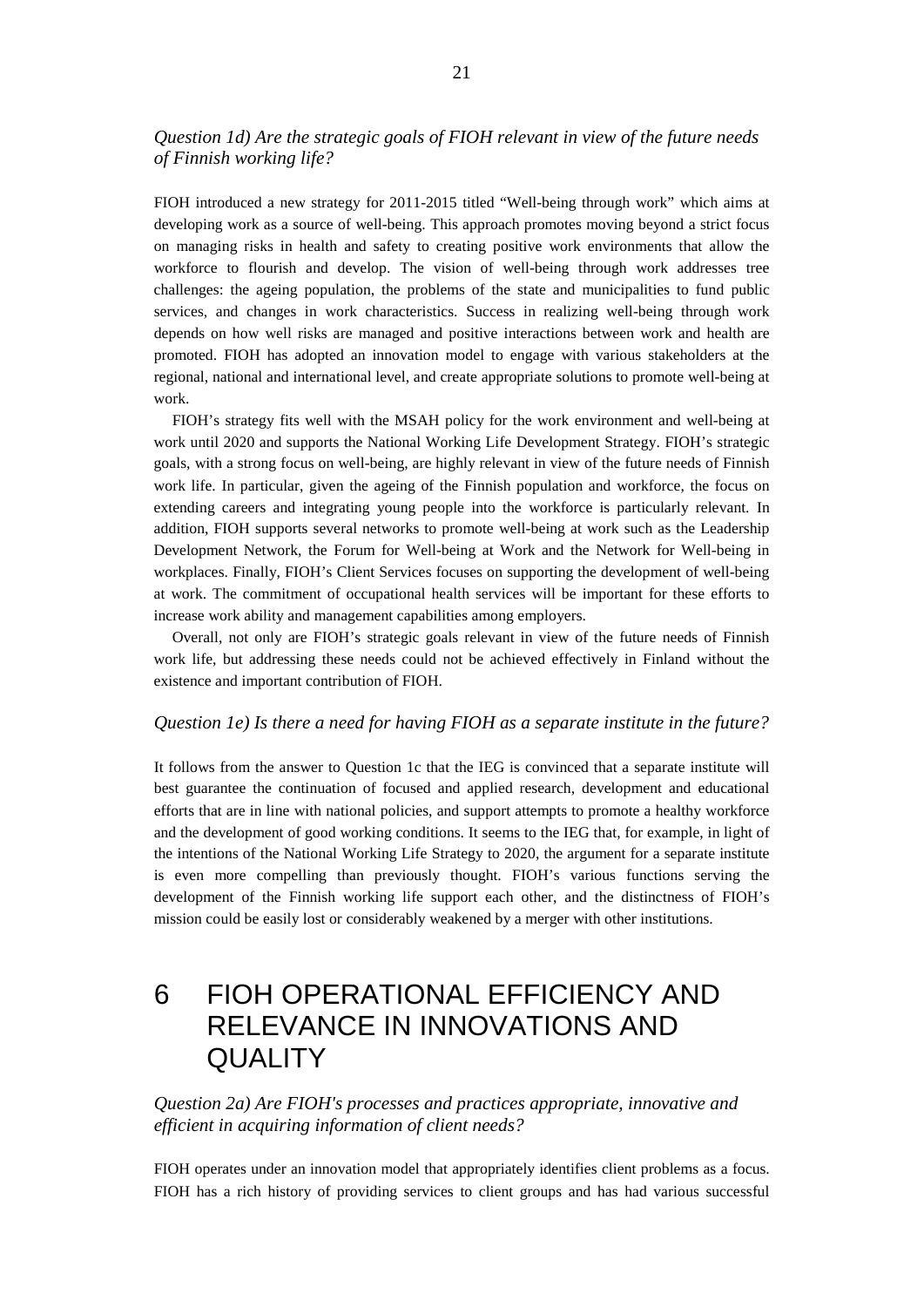*Question 1d) Are the strategic goals of FIOH relevant in view of the future needs of Finnish working life?*

FIOH introduced a new strategy for 2011-2015 titled "Well-being through work" which aims at developing work as a source of well-being. This approach promotes moving beyond a strict focus on managing risks in health and safety to creating positive work environments that allow the workforce to flourish and develop. The vision of well-being through work addresses tree challenges: the ageing population, the problems of the state and municipalities to fund public services, and changes in work characteristics. Success in realizing well-being through work depends on how well risks are managed and positive interactions between work and health are promoted. FIOH has adopted an innovation model to engage with various stakeholders at the regional, national and international level, and create appropriate solutions to promote well-being at work.

FIOH's strategy fits well with the MSAH policy for the work environment and well-being at work until 2020 and supports the National Working Life Development Strategy. FIOH's strategic goals, with a strong focus on well-being, are highly relevant in view of the future needs of Finnish work life. In particular, given the ageing of the Finnish population and workforce, the focus on extending careers and integrating young people into the workforce is particularly relevant. In addition, FIOH supports several networks to promote well-being at work such as the Leadership Development Network, the Forum for Well-being at Work and the Network for Well-being in workplaces. Finally, FIOH's Client Services focuses on supporting the development of well-being at work. The commitment of occupational health services will be important for these efforts to increase work ability and management capabilities among employers.

Overall, not only are FIOH's strategic goals relevant in view of the future needs of Finnish work life, but addressing these needs could not be achieved effectively in Finland without the existence and important contribution of FIOH.

*Question 1e) Is there a need for having FIOH as a separate institute in the future?*

It follows from the answer to Question 1c that the IEG is convinced that a separate institute will best guarantee the continuation of focused and applied research, development and educational efforts that are in line with national policies, and support attempts to promote a healthy workforce and the development of good working conditions. It seems to the IEG that, for example, in light of the intentions of the National Working Life Strategy to 2020, the argument for a separate institute is even more compelling than previously thought. FIOH's various functions serving the development of the Finnish working life support each other, and the distinctness of FIOH's mission could be easily lost or considerably weakened by a merger with other institutions.

# 6 FIOH OPERATIONAL EFFICIENCY AND RELEVANCE IN INNOVATIONS AND QUALITY

*Question 2a) Are FIOH's processes and practices appropriate, innovative and efficient in acquiring information of client needs?*

FIOH operates under an innovation model that appropriately identifies client problems as a focus. FIOH has a rich history of providing services to client groups and has had various successful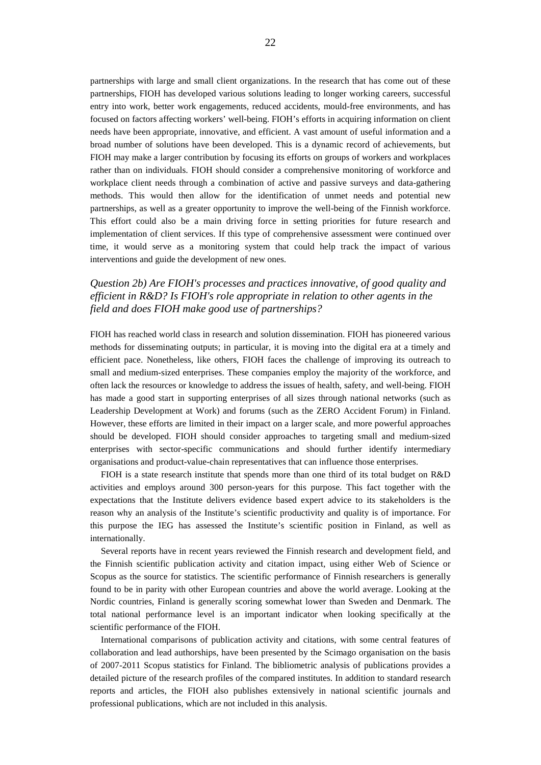partnerships with large and small client organizations. In the research that has come out of these partnerships, FIOH has developed various solutions leading to longer working careers, successful entry into work, better work engagements, reduced accidents, mould-free environments, and has focused on factors affecting workers' well-being. FIOH's efforts in acquiring information on client needs have been appropriate, innovative, and efficient. A vast amount of useful information and a broad number of solutions have been developed. This is a dynamic record of achievements, but FIOH may make a larger contribution by focusing its efforts on groups of workers and workplaces rather than on individuals. FIOH should consider a comprehensive monitoring of workforce and workplace client needs through a combination of active and passive surveys and data-gathering methods. This would then allow for the identification of unmet needs and potential new partnerships, as well as a greater opportunity to improve the well-being of the Finnish workforce. This effort could also be a main driving force in setting priorities for future research and implementation of client services. If this type of comprehensive assessment were continued over time, it would serve as a monitoring system that could help track the impact of various interventions and guide the development of new ones.

### *Question 2b) Are FIOH's processes and practices innovative, of good quality and efficient in R&D? Is FIOH's role appropriate in relation to other agents in the field and does FIOH make good use of partnerships?*

FIOH has reached world class in research and solution dissemination. FIOH has pioneered various methods for disseminating outputs; in particular, it is moving into the digital era at a timely and efficient pace. Nonetheless, like others, FIOH faces the challenge of improving its outreach to small and medium-sized enterprises. These companies employ the majority of the workforce, and often lack the resources or knowledge to address the issues of health, safety, and well-being. FIOH has made a good start in supporting enterprises of all sizes through national networks (such as Leadership Development at Work) and forums (such as the ZERO Accident Forum) in Finland. However, these efforts are limited in their impact on a larger scale, and more powerful approaches should be developed. FIOH should consider approaches to targeting small and medium-sized enterprises with sector-specific communications and should further identify intermediary organisations and product-value-chain representatives that can influence those enterprises.

FIOH is a state research institute that spends more than one third of its total budget on R&D activities and employs around 300 person-years for this purpose. This fact together with the expectations that the Institute delivers evidence based expert advice to its stakeholders is the reason why an analysis of the Institute's scientific productivity and quality is of importance. For this purpose the IEG has assessed the Institute's scientific position in Finland, as well as internationally.

Several reports have in recent years reviewed the Finnish research and development field, and the Finnish scientific publication activity and citation impact, using either Web of Science or Scopus as the source for statistics. The scientific performance of Finnish researchers is generally found to be in parity with other European countries and above the world average. Looking at the Nordic countries, Finland is generally scoring somewhat lower than Sweden and Denmark. The total national performance level is an important indicator when looking specifically at the scientific performance of the FIOH.

International comparisons of publication activity and citations, with some central features of collaboration and lead authorships, have been presented by the Scimago organisation on the basis of 2007-2011 Scopus statistics for Finland. The bibliometric analysis of publications provides a detailed picture of the research profiles of the compared institutes. In addition to standard research reports and articles, the FIOH also publishes extensively in national scientific journals and professional publications, which are not included in this analysis.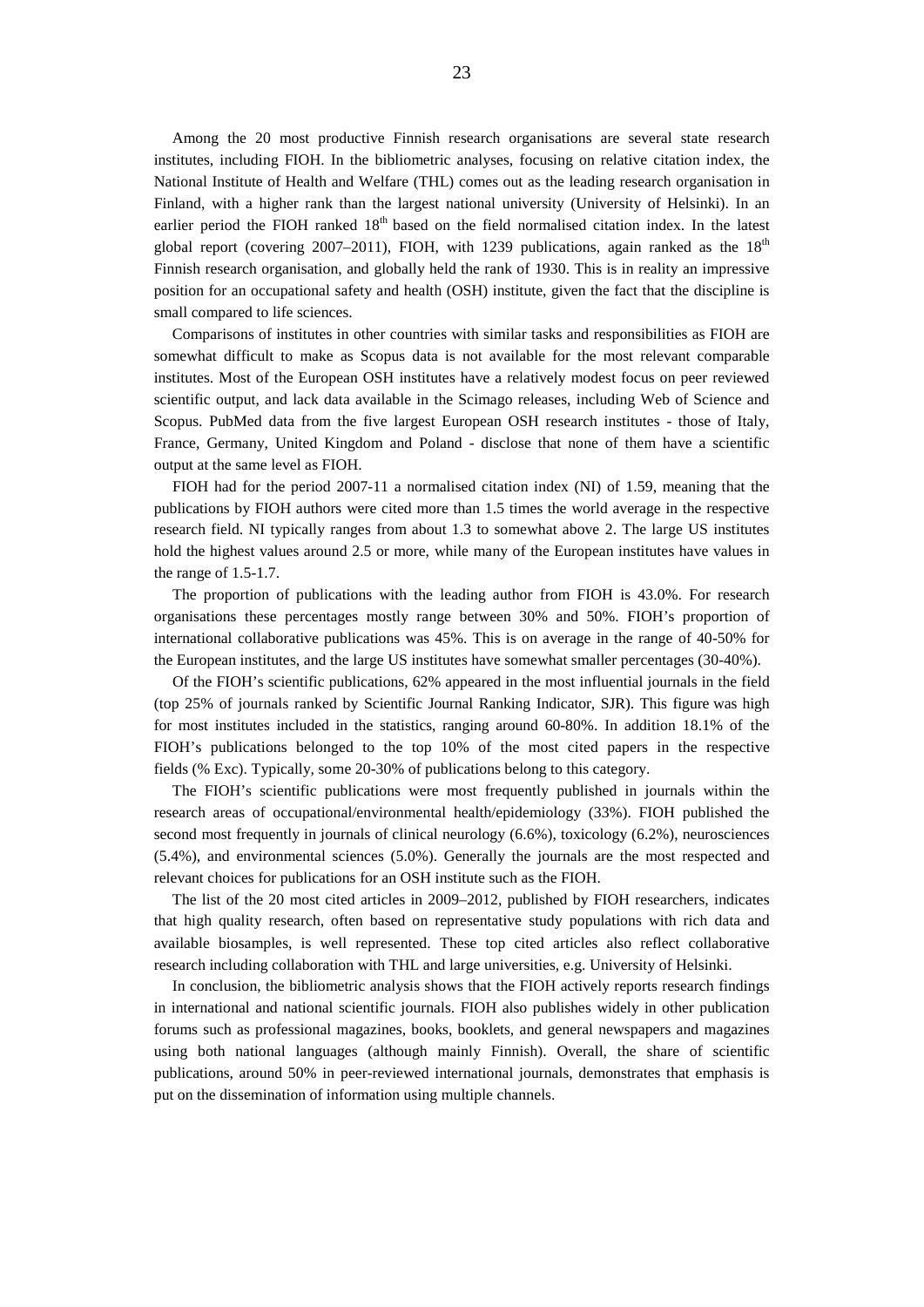Among the 20 most productive Finnish research organisations are several state research institutes, including FIOH. In the bibliometric analyses, focusing on relative citation index, the National Institute of Health and Welfare (THL) comes out as the leading research organisation in Finland, with a higher rank than the largest national university (University of Helsinki). In an earlier period the FIOH ranked 18th based on the field normalised citation index. In the latest global report (covering 2007–2011), FIOH, with 1239 publications, again ranked as the 18th Finnish research organisation, and globally held the rank of 1930. This is in reality an impressive position for an occupational safety and health (OSH) institute, given the fact that the discipline is small compared to life sciences.

Comparisons of institutes in other countries with similar tasks and responsibilities as FIOH are somewhat difficult to make as Scopus data is not available for the most relevant comparable institutes. Most of the European OSH institutes have a relatively modest focus on peer reviewed scientific output, and lack data available in the Scimago releases, including Web of Science and Scopus. PubMed data from the five largest European OSH research institutes - those of Italy, France, Germany, United Kingdom and Poland - disclose that none of them have a scientific output at the same level as FIOH.

FIOH had for the period 2007-11 a normalised citation index (NI) of 1.59, meaning that the publications by FIOH authors were cited more than 1.5 times the world average in the respective research field. NI typically ranges from about 1.3 to somewhat above 2. The large US institutes hold the highest values around 2.5 or more, while many of the European institutes have values in the range of 1.5-1.7.

The proportion of publications with the leading author from FIOH is 43.0%. For research organisations these percentages mostly range between 30% and 50%. FIOH's proportion of international collaborative publications was 45%. This is on average in the range of 40-50% for the European institutes, and the large US institutes have somewhat smaller percentages (30-40%).

Of the FIOH's scientific publications, 62% appeared in the most influential journals in the field (top 25% of journals ranked by Scientific Journal Ranking Indicator, SJR). This figure was high for most institutes included in the statistics, ranging around 60-80%. In addition 18.1% of the FIOH's publications belonged to the top 10% of the most cited papers in the respective fields (% Exc). Typically, some 20-30% of publications belong to this category.

The FIOH's scientific publications were most frequently published in journals within the research areas of occupational/environmental health/epidemiology (33%). FIOH published the second most frequently in journals of clinical neurology (6.6%), toxicology (6.2%), neurosciences (5.4%), and environmental sciences (5.0%). Generally the journals are the most respected and relevant choices for publications for an OSH institute such as the FIOH.

The list of the 20 most cited articles in 2009–2012, published by FIOH researchers, indicates that high quality research, often based on representative study populations with rich data and available biosamples, is well represented. These top cited articles also reflect collaborative research including collaboration with THL and large universities, e.g. University of Helsinki.

In conclusion, the bibliometric analysis shows that the FIOH actively reports research findings in international and national scientific journals. FIOH also publishes widely in other publication forums such as professional magazines, books, booklets, and general newspapers and magazines using both national languages (although mainly Finnish). Overall, the share of scientific publications, around 50% in peer-reviewed international journals, demonstrates that emphasis is put on the dissemination of information using multiple channels.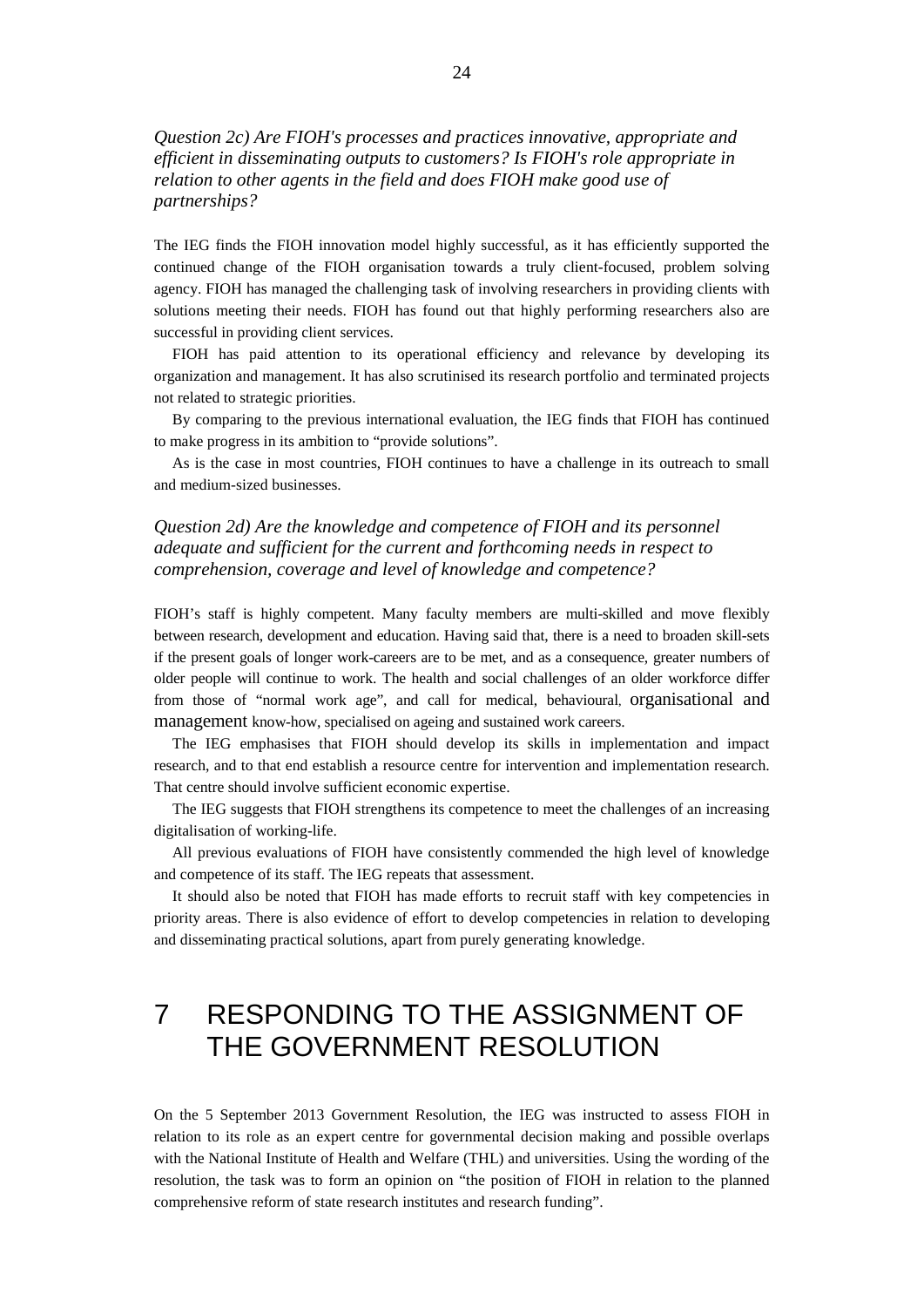*Question 2c) Are FIOH's processes and practices innovative, appropriate and efficient in disseminating outputs to customers? Is FIOH's role appropriate in relation to other agents in the field and does FIOH make good use of partnerships?*

The IEG finds the FIOH innovation model highly successful, as it has efficiently supported the continued change of the FIOH organisation towards a truly client-focused, problem solving agency. FIOH has managed the challenging task of involving researchers in providing clients with solutions meeting their needs. FIOH has found out that highly performing researchers also are successful in providing client services.

FIOH has paid attention to its operational efficiency and relevance by developing its organization and management. It has also scrutinised its research portfolio and terminated projects not related to strategic priorities.

By comparing to the previous international evaluation, the IEG finds that FIOH has continued to make progress in its ambition to "provide solutions".

As is the case in most countries, FIOH continues to have a challenge in its outreach to small and medium-sized businesses.

*Question 2d) Are the knowledge and competence of FIOH and its personnel adequate and sufficient for the current and forthcoming needs in respect to comprehension, coverage and level of knowledge and competence?*

FIOH's staff is highly competent. Many faculty members are multi-skilled and move flexibly between research, development and education. Having said that, there is a need to broaden skill-sets if the present goals of longer work-careers are to be met, and as a consequence, greater numbers of older people will continue to work. The health and social challenges of an older workforce differ from those of "normal work age", and call for medical, behavioural, organisational and management know-how, specialised on ageing and sustained work careers.

The IEG emphasises that FIOH should develop its skills in implementation and impact research, and to that end establish a resource centre for intervention and implementation research. That centre should involve sufficient economic expertise.

The IEG suggests that FIOH strengthens its competence to meet the challenges of an increasing digitalisation of working-life.

All previous evaluations of FIOH have consistently commended the high level of knowledge and competence of its staff. The IEG repeats that assessment.

It should also be noted that FIOH has made efforts to recruit staff with key competencies in priority areas. There is also evidence of effort to develop competencies in relation to developing and disseminating practical solutions, apart from purely generating knowledge.

# 7 RESPONDING TO THE ASSIGNMENT OF THE GOVERNMENT RESOLUTION

On the 5 September 2013 Government Resolution, the IEG was instructed to assess FIOH in relation to its role as an expert centre for governmental decision making and possible overlaps with the National Institute of Health and Welfare (THL) and universities. Using the wording of the resolution, the task was to form an opinion on "the position of FIOH in relation to the planned comprehensive reform of state research institutes and research funding".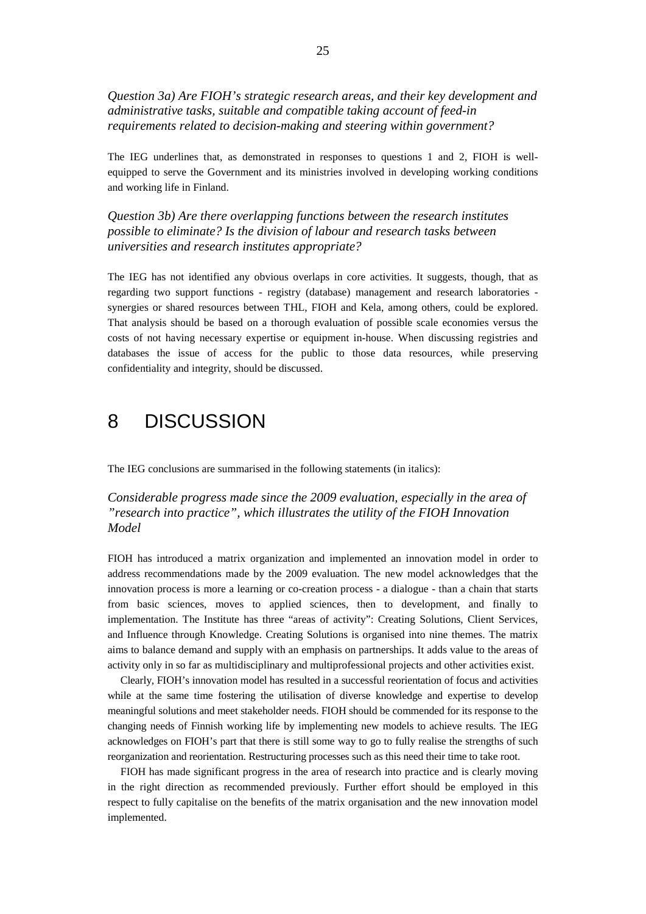*Question 3a) Are FIOH's strategic research areas, and their key development and administrative tasks, suitable and compatible taking account of feed-in requirements related to decision-making and steering within government?*

The IEG underlines that, as demonstrated in responses to questions 1 and 2, FIOH is well-equipped to serve the Government and its ministries involved in developing working conditions and working life in Finland.

*Question 3b) Are there overlapping functions between the research institutes possible to eliminate? Is the division of labour and research tasks between universities and research institutes appropriate?*

The IEG has not identified any obvious overlaps in core activities. It suggests, though, that as regarding two support functions - registry (database) management and research laboratories - synergies or shared resources between THL, FIOH and Kela, among others, could be explored. That analysis should be based on a thorough evaluation of possible scale economies versus the costs of not having necessary expertise or equipment in-house. When discussing registries and databases the issue of access for the public to those data resources, while preserving confidentiality and integrity, should be discussed.

# 8 DISCUSSION

The IEG conclusions are summarised in the following statements (in italics):

*Considerable progress made since the 2009 evaluation, especially in the area of "research into practice", which illustrates the utility of the FIOH Innovation Model*

FIOH has introduced a matrix organization and implemented an innovation model in order to address recommendations made by the 2009 evaluation. The new model acknowledges that the innovation process is more a learning or co-creation process - a dialogue - than a chain that starts from basic sciences, moves to applied sciences, then to development, and finally to implementation. The Institute has three "areas of activity": Creating Solutions, Client Services, and Influence through Knowledge. Creating Solutions is organised into nine themes. The matrix aims to balance demand and supply with an emphasis on partnerships. It adds value to the areas of activity only in so far as multidisciplinary and multiprofessional projects and other activities exist.

Clearly, FIOH's innovation model has resulted in a successful reorientation of focus and activities while at the same time fostering the utilisation of diverse knowledge and expertise to develop meaningful solutions and meet stakeholder needs. FIOH should be commended for its response to the changing needs of Finnish working life by implementing new models to achieve results. The IEG acknowledges on FIOH's part that there is still some way to go to fully realise the strengths of such reorganization and reorientation. Restructuring processes such as this need their time to take root.

FIOH has made significant progress in the area of research into practice and is clearly moving in the right direction as recommended previously. Further effort should be employed in this respect to fully capitalise on the benefits of the matrix organisation and the new innovation model implemented.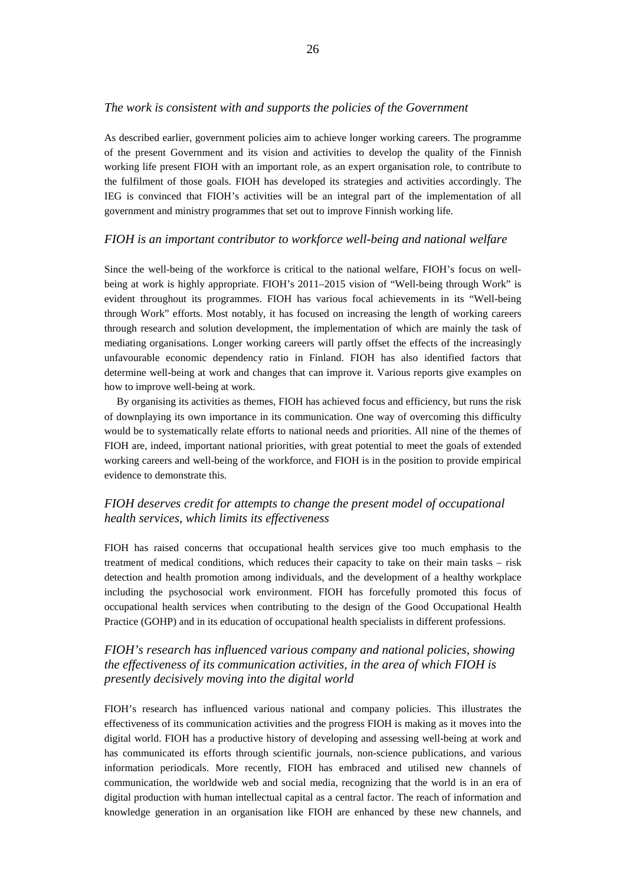### *The work is consistent with and supports the policies of the Government*

As described earlier, government policies aim to achieve longer working careers. The programme of the present Government and its vision and activities to develop the quality of the Finnish working life present FIOH with an important role, as an expert organisation role, to contribute to the fulfilment of those goals. FIOH has developed its strategies and activities accordingly. The IEG is convinced that FIOH's activities will be an integral part of the implementation of all government and ministry programmes that set out to improve Finnish working life.

### *FIOH is an important contributor to workforce well-being and national welfare*

Since the well-being of the workforce is critical to the national welfare, FIOH's focus on well-being at work is highly appropriate. FIOH's 2011–2015 vision of "Well-being through Work" is evident throughout its programmes. FIOH has various focal achievements in its "Well-being through Work" efforts. Most notably, it has focused on increasing the length of working careers through research and solution development, the implementation of which are mainly the task of mediating organisations. Longer working careers will partly offset the effects of the increasingly unfavourable economic dependency ratio in Finland. FIOH has also identified factors that determine well-being at work and changes that can improve it. Various reports give examples on how to improve well-being at work.

By organising its activities as themes, FIOH has achieved focus and efficiency, but runs the risk of downplaying its own importance in its communication. One way of overcoming this difficulty would be to systematically relate efforts to national needs and priorities. All nine of the themes of FIOH are, indeed, important national priorities, with great potential to meet the goals of extended working careers and well-being of the workforce, and FIOH is in the position to provide empirical evidence to demonstrate this.

### *FIOH deserves credit for attempts to change the present model of occupational health services, which limits its effectiveness*

FIOH has raised concerns that occupational health services give too much emphasis to the treatment of medical conditions, which reduces their capacity to take on their main tasks – risk detection and health promotion among individuals, and the development of a healthy workplace including the psychosocial work environment. FIOH has forcefully promoted this focus of occupational health services when contributing to the design of the Good Occupational Health Practice (GOHP) and in its education of occupational health specialists in different professions.

### *FIOH's research has influenced various company and national policies, showing the effectiveness of its communication activities, in the area of which FIOH is presently decisively moving into the digital world*

FIOH's research has influenced various national and company policies. This illustrates the effectiveness of its communication activities and the progress FIOH is making as it moves into the digital world. FIOH has a productive history of developing and assessing well-being at work and has communicated its efforts through scientific journals, non-science publications, and various information periodicals. More recently, FIOH has embraced and utilised new channels of communication, the worldwide web and social media, recognizing that the world is in an era of digital production with human intellectual capital as a central factor. The reach of information and knowledge generation in an organisation like FIOH are enhanced by these new channels, and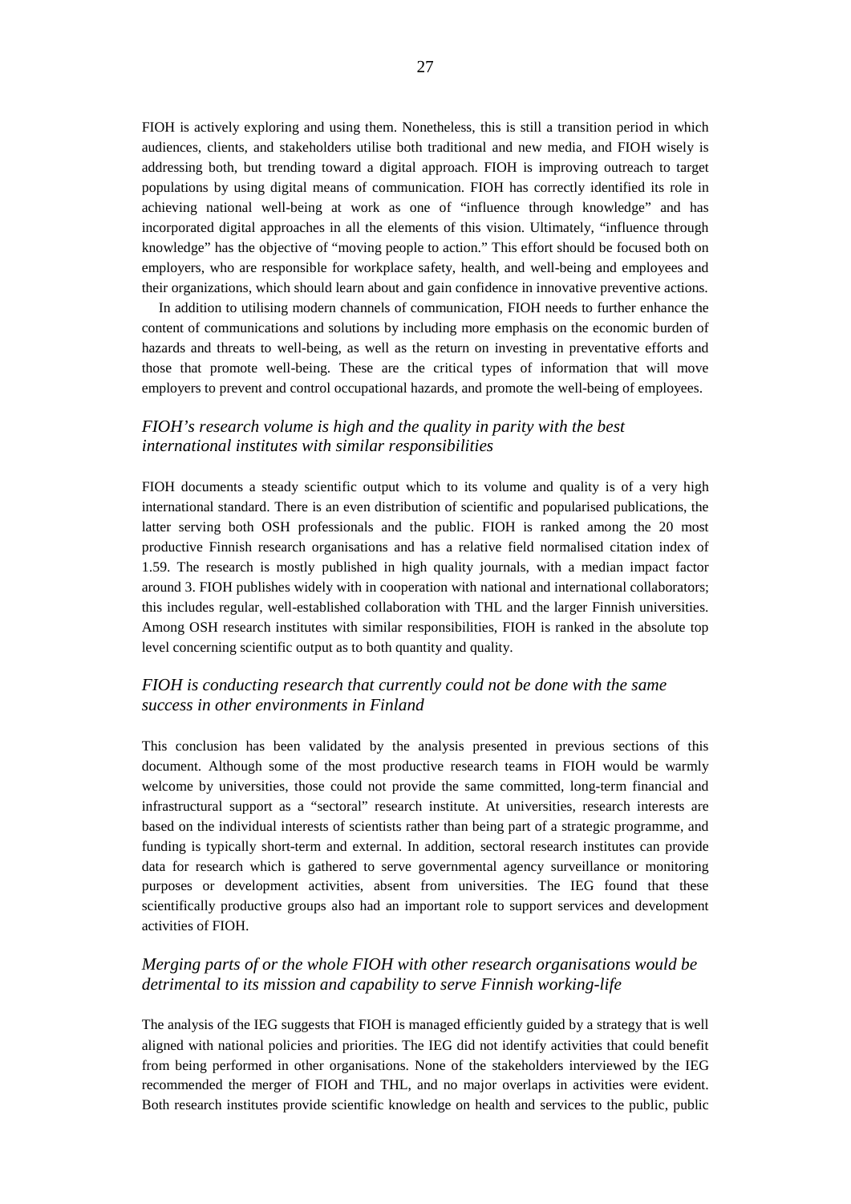FIOH is actively exploring and using them. Nonetheless, this is still a transition period in which audiences, clients, and stakeholders utilise both traditional and new media, and FIOH wisely is addressing both, but trending toward a digital approach. FIOH is improving outreach to target populations by using digital means of communication. FIOH has correctly identified its role in achieving national well-being at work as one of "influence through knowledge" and has incorporated digital approaches in all the elements of this vision. Ultimately, "influence through knowledge" has the objective of "moving people to action." This effort should be focused both on employers, who are responsible for workplace safety, health, and well-being and employees and their organizations, which should learn about and gain confidence in innovative preventive actions.

In addition to utilising modern channels of communication, FIOH needs to further enhance the content of communications and solutions by including more emphasis on the economic burden of hazards and threats to well-being, as well as the return on investing in preventative efforts and those that promote well-being. These are the critical types of information that will move employers to prevent and control occupational hazards, and promote the well-being of employees.

### *FIOH's research volume is high and the quality in parity with the best international institutes with similar responsibilities*

FIOH documents a steady scientific output which to its volume and quality is of a very high international standard. There is an even distribution of scientific and popularised publications, the latter serving both OSH professionals and the public. FIOH is ranked among the 20 most productive Finnish research organisations and has a relative field normalised citation index of 1.59. The research is mostly published in high quality journals, with a median impact factor around 3. FIOH publishes widely with in cooperation with national and international collaborators; this includes regular, well-established collaboration with THL and the larger Finnish universities. Among OSH research institutes with similar responsibilities, FIOH is ranked in the absolute top level concerning scientific output as to both quantity and quality.

### *FIOH is conducting research that currently could not be done with the same success in other environments in Finland*

This conclusion has been validated by the analysis presented in previous sections of this document. Although some of the most productive research teams in FIOH would be warmly welcome by universities, those could not provide the same committed, long-term financial and infrastructural support as a "sectoral" research institute. At universities, research interests are based on the individual interests of scientists rather than being part of a strategic programme, and funding is typically short-term and external. In addition, sectoral research institutes can provide data for research which is gathered to serve governmental agency surveillance or monitoring purposes or development activities, absent from universities. The IEG found that these scientifically productive groups also had an important role to support services and development activities of FIOH.

### *Merging parts of or the whole FIOH with other research organisations would be detrimental to its mission and capability to serve Finnish working-life*

The analysis of the IEG suggests that FIOH is managed efficiently guided by a strategy that is well aligned with national policies and priorities. The IEG did not identify activities that could benefit from being performed in other organisations. None of the stakeholders interviewed by the IEG recommended the merger of FIOH and THL, and no major overlaps in activities were evident. Both research institutes provide scientific knowledge on health and services to the public, public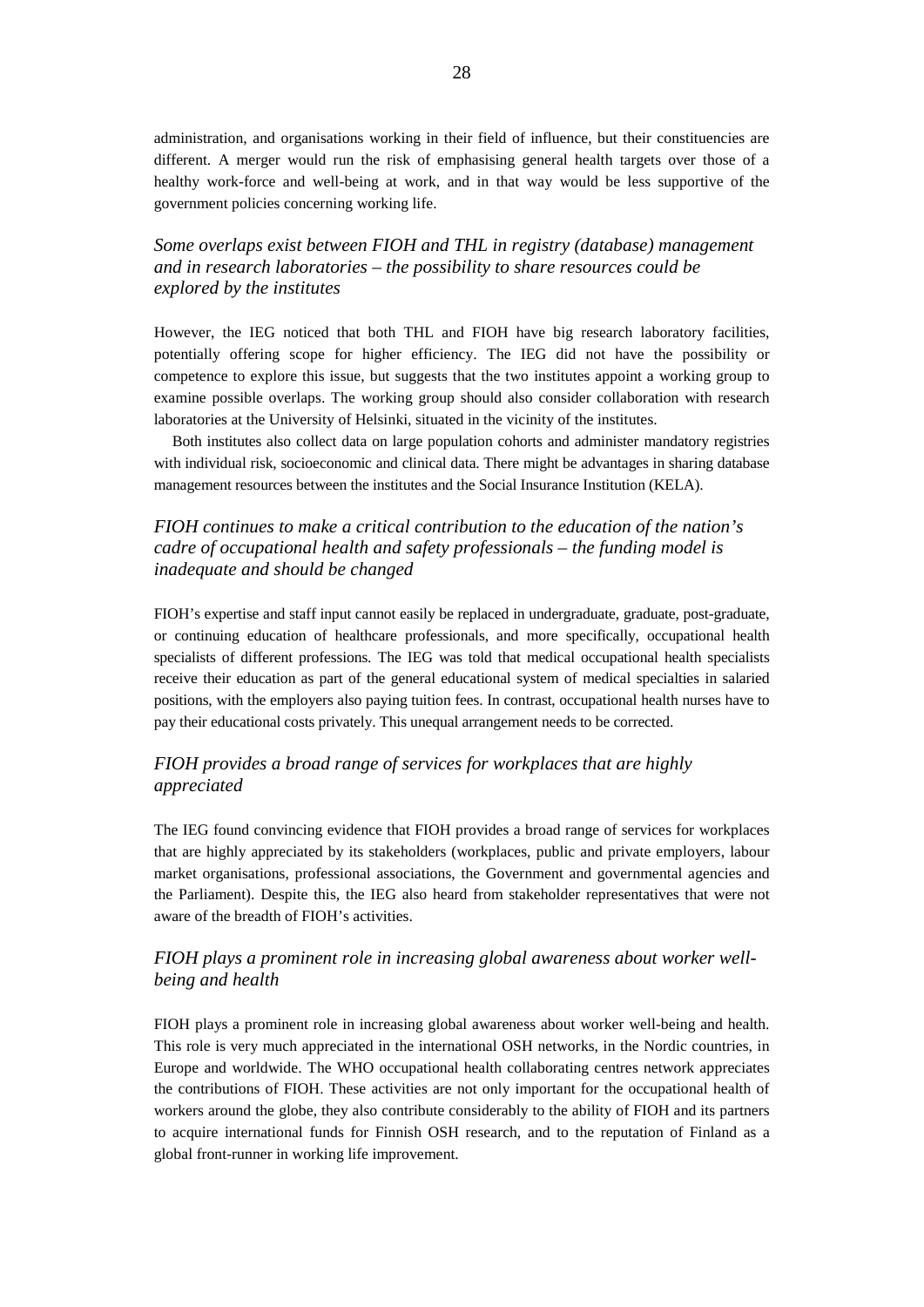administration, and organisations working in their field of influence, but their constituencies are different. A merger would run the risk of emphasising general health targets over those of a healthy work-force and well-being at work, and in that way would be less supportive of the government policies concerning working life.

### *Some overlaps exist between FIOH and THL in registry (database) management and in research laboratories – the possibility to share resources could be explored by the institutes*

However, the IEG noticed that both THL and FIOH have big research laboratory facilities, potentially offering scope for higher efficiency. The IEG did not have the possibility or competence to explore this issue, but suggests that the two institutes appoint a working group to examine possible overlaps. The working group should also consider collaboration with research laboratories at the University of Helsinki, situated in the vicinity of the institutes.

Both institutes also collect data on large population cohorts and administer mandatory registries with individual risk, socioeconomic and clinical data. There might be advantages in sharing database management resources between the institutes and the Social Insurance Institution (KELA).

### *FIOH continues to make a critical contribution to the education of the nation's cadre of occupational health and safety professionals – the funding model is inadequate and should be changed*

FIOH's expertise and staff input cannot easily be replaced in undergraduate, graduate, post-graduate, or continuing education of healthcare professionals, and more specifically, occupational health specialists of different professions. The IEG was told that medical occupational health specialists receive their education as part of the general educational system of medical specialties in salaried positions, with the employers also paying tuition fees. In contrast, occupational health nurses have to pay their educational costs privately. This unequal arrangement needs to be corrected.

### *FIOH provides a broad range of services for workplaces that are highly appreciated*

The IEG found convincing evidence that FIOH provides a broad range of services for workplaces that are highly appreciated by its stakeholders (workplaces, public and private employers, labour market organisations, professional associations, the Government and governmental agencies and the Parliament). Despite this, the IEG also heard from stakeholder representatives that were not aware of the breadth of FIOH's activities.

### *FIOH plays a prominent role in increasing global awareness about worker well-being and health*

FIOH plays a prominent role in increasing global awareness about worker well-being and health. This role is very much appreciated in the international OSH networks, in the Nordic countries, in Europe and worldwide. The WHO occupational health collaborating centres network appreciates the contributions of FIOH. These activities are not only important for the occupational health of workers around the globe, they also contribute considerably to the ability of FIOH and its partners to acquire international funds for Finnish OSH research, and to the reputation of Finland as a global front-runner in working life improvement.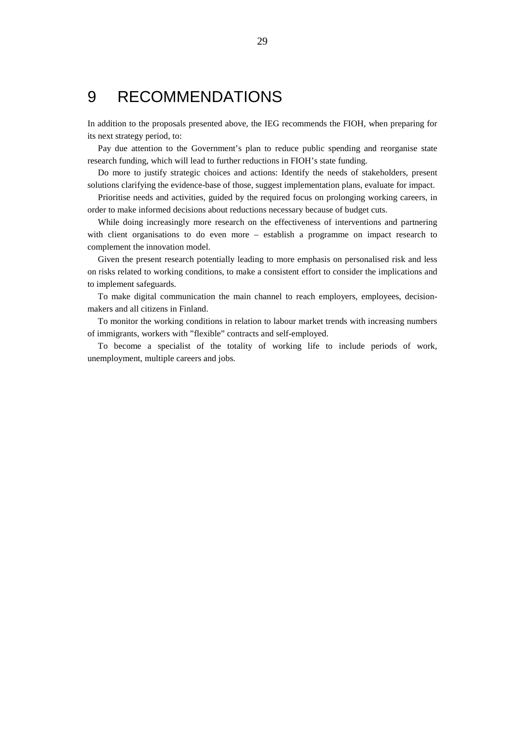# 9 RECOMMENDATIONS

In addition to the proposals presented above, the IEG recommends the FIOH, when preparing for its next strategy period, to:

Pay due attention to the Government's plan to reduce public spending and reorganise state research funding, which will lead to further reductions in FIOH's state funding.

Do more to justify strategic choices and actions: Identify the needs of stakeholders, present solutions clarifying the evidence-base of those, suggest implementation plans, evaluate for impact.

Prioritise needs and activities, guided by the required focus on prolonging working careers, in order to make informed decisions about reductions necessary because of budget cuts.

While doing increasingly more research on the effectiveness of interventions and partnering with client organisations to do even more – establish a programme on impact research to complement the innovation model.

Given the present research potentially leading to more emphasis on personalised risk and less on risks related to working conditions, to make a consistent effort to consider the implications and to implement safeguards.

To make digital communication the main channel to reach employers, employees, decision-makers and all citizens in Finland.

To monitor the working conditions in relation to labour market trends with increasing numbers of immigrants, workers with "flexible" contracts and self-employed.

To become a specialist of the totality of working life to include periods of work, unemployment, multiple careers and jobs.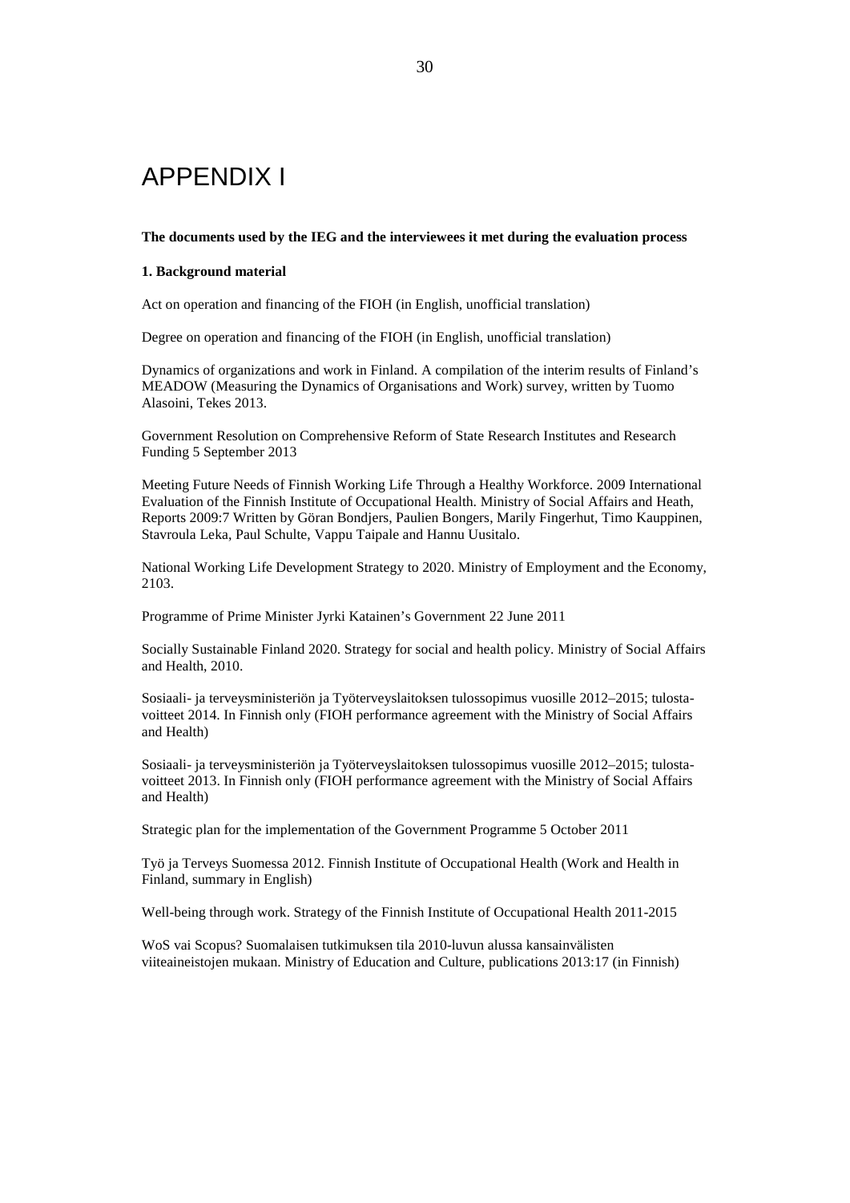# APPENDIX I

**The documents used by the IEG and the interviewees it met during the evaluation process**

**1. Background material**

Act on operation and financing of the FIOH (in English, unofficial translation)

Degree on operation and financing of the FIOH (in English, unofficial translation)

Dynamics of organizations and work in Finland. A compilation of the interim results of Finland's MEADOW (Measuring the Dynamics of Organisations and Work) survey, written by Tuomo Alasoini, Tekes 2013.

Government Resolution on Comprehensive Reform of State Research Institutes and Research Funding 5 September 2013

Meeting Future Needs of Finnish Working Life Through a Healthy Workforce. 2009 International Evaluation of the Finnish Institute of Occupational Health. Ministry of Social Affairs and Heath, Reports 2009:7 Written by Göran Bondjers, Paulien Bongers, Marily Fingerhut, Timo Kauppinen, Stavroula Leka, Paul Schulte, Vappu Taipale and Hannu Uusitalo.

National Working Life Development Strategy to 2020. Ministry of Employment and the Economy, 2103.

Programme of Prime Minister Jyrki Katainen's Government 22 June 2011

Socially Sustainable Finland 2020. Strategy for social and health policy. Ministry of Social Affairs and Health, 2010.

Sosiaali- ja terveysministeriön ja Työterveyslaitoksen tulossopimus vuosille 2012–2015; tulostavoitteet 2014. In Finnish only (FIOH performance agreement with the Ministry of Social Affairs and Health)

Sosiaali- ja terveysministeriön ja Työterveyslaitoksen tulossopimus vuosille 2012–2015; tulostavoitteet 2013. In Finnish only (FIOH performance agreement with the Ministry of Social Affairs and Health)

Strategic plan for the implementation of the Government Programme 5 October 2011

Työ ja Terveys Suomessa 2012. Finnish Institute of Occupational Health (Work and Health in Finland, summary in English)

Well-being through work. Strategy of the Finnish Institute of Occupational Health 2011-2015

WoS vai Scopus? Suomalaisen tutkimuksen tila 2010-luvun alussa kansainvälisten viiteaineistojen mukaan. Ministry of Education and Culture, publications 2013:17 (in Finnish)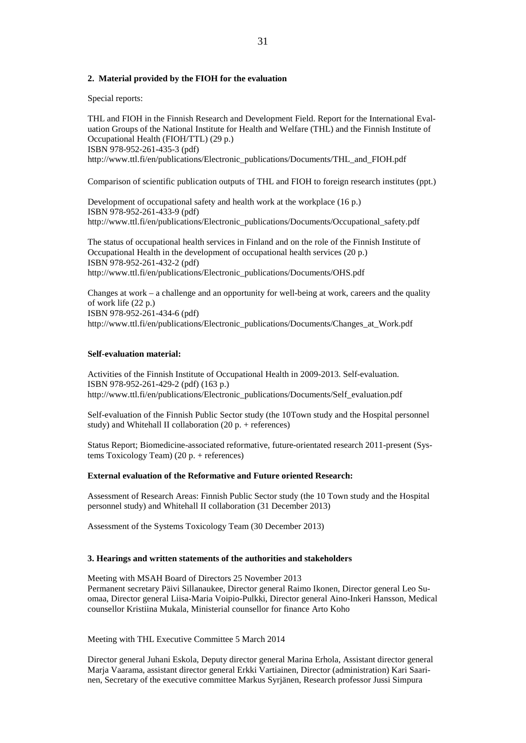## 2. Material provided by the FIOH for the evaluation

Special reports:

THL and FIOH in the Finnish Research and Development Field. Report for the International Evaluation Groups of the National Institute for Health and Welfare (THL) and the Finnish Institute of Occupational Health (FIOH/TTL) (29 p.)
ISBN 978-952-261-435-3 (pdf)
http://www.ttl.fi/en/publications/Electronic_publications/Documents/THL_and_FIOH.pdf

Comparison of scientific publication outputs of THL and FIOH to foreign research institutes (ppt.)

Development of occupational safety and health work at the workplace (16 p.)
ISBN 978-952-261-433-9 (pdf)
http://www.ttl.fi/en/publications/Electronic_publications/Documents/Occupational_safety.pdf

The status of occupational health services in Finland and on the role of the Finnish Institute of Occupational Health in the development of occupational health services (20 p.)
ISBN 978-952-261-432-2 (pdf)
http://www.ttl.fi/en/publications/Electronic_publications/Documents/OHS.pdf

Changes at work – a challenge and an opportunity for well-being at work, careers and the quality of work life (22 p.)
ISBN 978-952-261-434-6 (pdf)
http://www.ttl.fi/en/publications/Electronic_publications/Documents/Changes_at_Work.pdf

**Self-evaluation material:**

Activities of the Finnish Institute of Occupational Health in 2009-2013. Self-evaluation.
ISBN 978-952-261-429-2 (pdf) (163 p.)
http://www.ttl.fi/en/publications/Electronic_publications/Documents/Self_evaluation.pdf

Self-evaluation of the Finnish Public Sector study (the 10Town study and the Hospital personnel study) and Whitehall II collaboration (20 p. + references)

Status Report; Biomedicine-associated reformative, future-orientated research 2011-present (Systems Toxicology Team) (20 p. + references)

**External evaluation of the Reformative and Future oriented Research:**

Assessment of Research Areas: Finnish Public Sector study (the 10 Town study and the Hospital personnel study) and Whitehall II collaboration (31 December 2013)

Assessment of the Systems Toxicology Team (30 December 2013)

## 3. Hearings and written statements of the authorities and stakeholders

Meeting with MSAH Board of Directors 25 November 2013
Permanent secretary Päivi Sillanaukee, Director general Raimo Ikonen, Director general Leo Suomaa, Director general Liisa-Maria Voipio-Pulkki, Director general Aino-Inkeri Hansson, Medical counsellor Kristiina Mukala, Ministerial counsellor for finance Arto Koho

Meeting with THL Executive Committee 5 March 2014

Director general Juhani Eskola, Deputy director general Marina Erhola, Assistant director general Marja Vaarama, assistant director general Erkki Vartiainen, Director (administration) Kari Saarinen, Secretary of the executive committee Markus Syrjänen, Research professor Jussi Simpura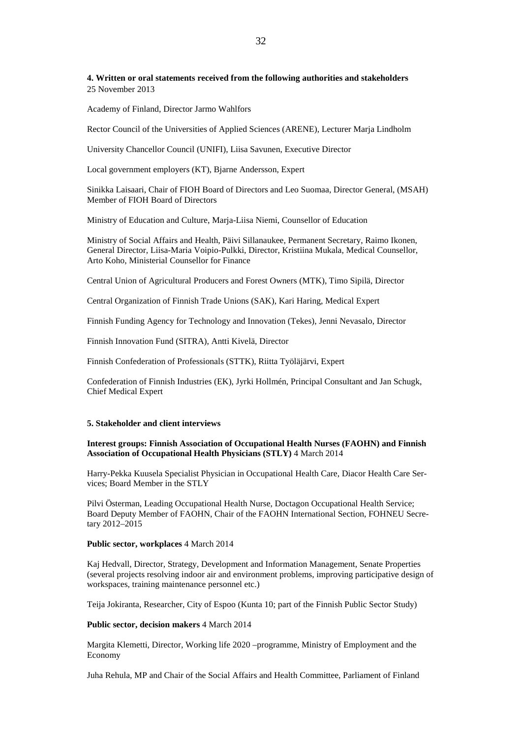**4. Written or oral statements received from the following authorities and stakeholders**
25 November 2013

Academy of Finland, Director Jarmo Wahlfors

Rector Council of the Universities of Applied Sciences (ARENE), Lecturer Marja Lindholm

University Chancellor Council (UNIFI), Liisa Savunen, Executive Director

Local government employers (KT), Bjarne Andersson, Expert

Sinikka Laisaari, Chair of FIOH Board of Directors and Leo Suomaa, Director General, (MSAH) Member of FIOH Board of Directors

Ministry of Education and Culture, Marja-Liisa Niemi, Counsellor of Education

Ministry of Social Affairs and Health, Päivi Sillanaukee, Permanent Secretary, Raimo Ikonen, General Director, Liisa-Maria Voipio-Pulkki, Director, Kristiina Mukala, Medical Counsellor, Arto Koho, Ministerial Counsellor for Finance

Central Union of Agricultural Producers and Forest Owners (MTK), Timo Sipilä, Director

Central Organization of Finnish Trade Unions (SAK), Kari Haring, Medical Expert

Finnish Funding Agency for Technology and Innovation (Tekes), Jenni Nevasalo, Director

Finnish Innovation Fund (SITRA), Antti Kivelä, Director

Finnish Confederation of Professionals (STTK), Riitta Työläjärvi, Expert

Confederation of Finnish Industries (EK), Jyrki Hollmén, Principal Consultant and Jan Schugk, Chief Medical Expert

**5. Stakeholder and client interviews**

**Interest groups: Finnish Association of Occupational Health Nurses (FAOHN) and Finnish Association of Occupational Health Physicians (STLY)** 4 March 2014

Harry-Pekka Kuusela Specialist Physician in Occupational Health Care, Diacor Health Care Services; Board Member in the STLY

Pilvi Österman, Leading Occupational Health Nurse, Doctagon Occupational Health Service; Board Deputy Member of FAOHN, Chair of the FAOHN International Section, FOHNEU Secretary 2012–2015

**Public sector, workplaces** 4 March 2014

Kaj Hedvall, Director, Strategy, Development and Information Management, Senate Properties (several projects resolving indoor air and environment problems, improving participative design of workspaces, training maintenance personnel etc.)

Teija Jokiranta, Researcher, City of Espoo (Kunta 10; part of the Finnish Public Sector Study)

**Public sector, decision makers** 4 March 2014

Margita Klemetti, Director, Working life 2020 –programme, Ministry of Employment and the Economy

Juha Rehula, MP and Chair of the Social Affairs and Health Committee, Parliament of Finland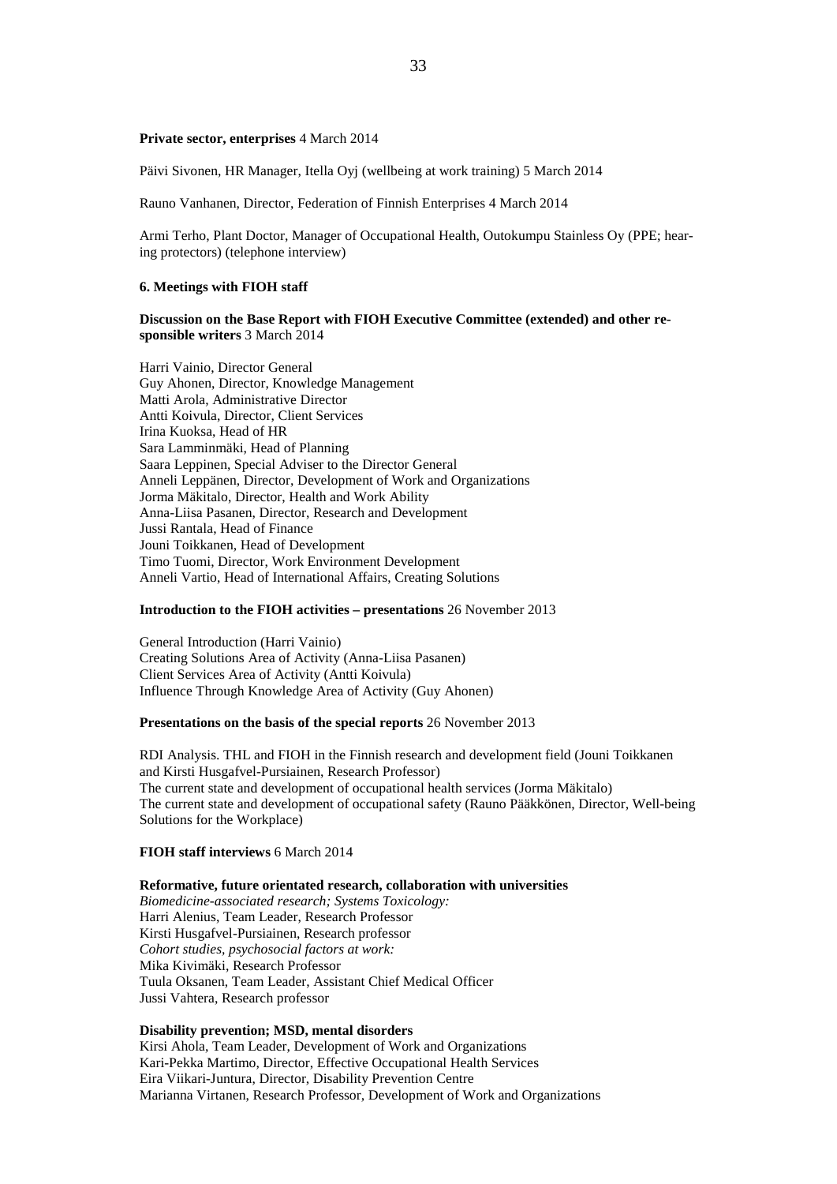**Private sector, enterprises** 4 March 2014

Päivi Sivonen, HR Manager, Itella Oyj (wellbeing at work training) 5 March 2014

Rauno Vanhanen, Director, Federation of Finnish Enterprises 4 March 2014

Armi Terho, Plant Doctor, Manager of Occupational Health, Outokumpu Stainless Oy (PPE; hearing protectors) (telephone interview)

### 6. Meetings with FIOH staff

**Discussion on the Base Report with FIOH Executive Committee (extended) and other responsible writers** 3 March 2014

Harri Vainio, Director General
Guy Ahonen, Director, Knowledge Management
Matti Arola, Administrative Director
Antti Koivula, Director, Client Services
Irina Kuoksa, Head of HR
Sara Lamminmäki, Head of Planning
Saara Leppinen, Special Adviser to the Director General
Anneli Leppänen, Director, Development of Work and Organizations
Jorma Mäkitalo, Director, Health and Work Ability
Anna-Liisa Pasanen, Director, Research and Development
Jussi Rantala, Head of Finance
Jouni Toikkanen, Head of Development
Timo Tuomi, Director, Work Environment Development
Anneli Vartio, Head of International Affairs, Creating Solutions

**Introduction to the FIOH activities – presentations** 26 November 2013

General Introduction (Harri Vainio)
Creating Solutions Area of Activity (Anna-Liisa Pasanen)
Client Services Area of Activity (Antti Koivula)
Influence Through Knowledge Area of Activity (Guy Ahonen)

**Presentations on the basis of the special reports** 26 November 2013

RDI Analysis. THL and FIOH in the Finnish research and development field (Jouni Toikkanen and Kirsti Husgafvel-Pursiainen, Research Professor)
The current state and development of occupational health services (Jorma Mäkitalo)
The current state and development of occupational safety (Rauno Pääkkönen, Director, Well-being Solutions for the Workplace)

**FIOH staff interviews** 6 March 2014

**Reformative, future orientated research, collaboration with universities**
*Biomedicine-associated research; Systems Toxicology:*
Harri Alenius, Team Leader, Research Professor
Kirsti Husgafvel-Pursiainen, Research professor
*Cohort studies, psychosocial factors at work:*
Mika Kivimäki, Research Professor
Tuula Oksanen, Team Leader, Assistant Chief Medical Officer
Jussi Vahtera, Research professor

**Disability prevention; MSD, mental disorders**
Kirsi Ahola, Team Leader, Development of Work and Organizations
Kari-Pekka Martimo, Director, Effective Occupational Health Services
Eira Viikari-Juntura, Director, Disability Prevention Centre
Marianna Virtanen, Research Professor, Development of Work and Organizations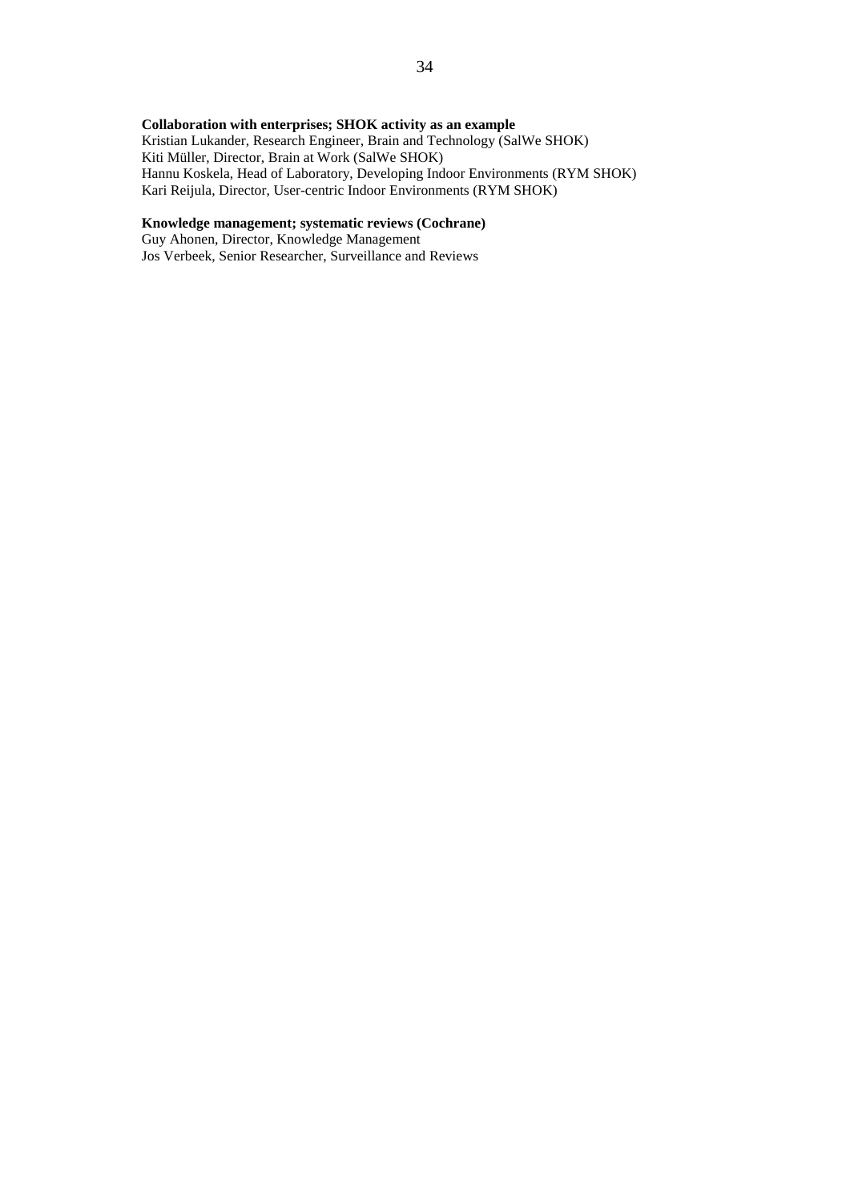**Collaboration with enterprises; SHOK activity as an example**
Kristian Lukander, Research Engineer, Brain and Technology (SalWe SHOK)
Kiti Müller, Director, Brain at Work (SalWe SHOK)
Hannu Koskela, Head of Laboratory, Developing Indoor Environments (RYM SHOK)
Kari Reijula, Director, User-centric Indoor Environments (RYM SHOK)

**Knowledge management; systematic reviews (Cochrane)**
Guy Ahonen, Director, Knowledge Management
Jos Verbeek, Senior Researcher, Surveillance and Reviews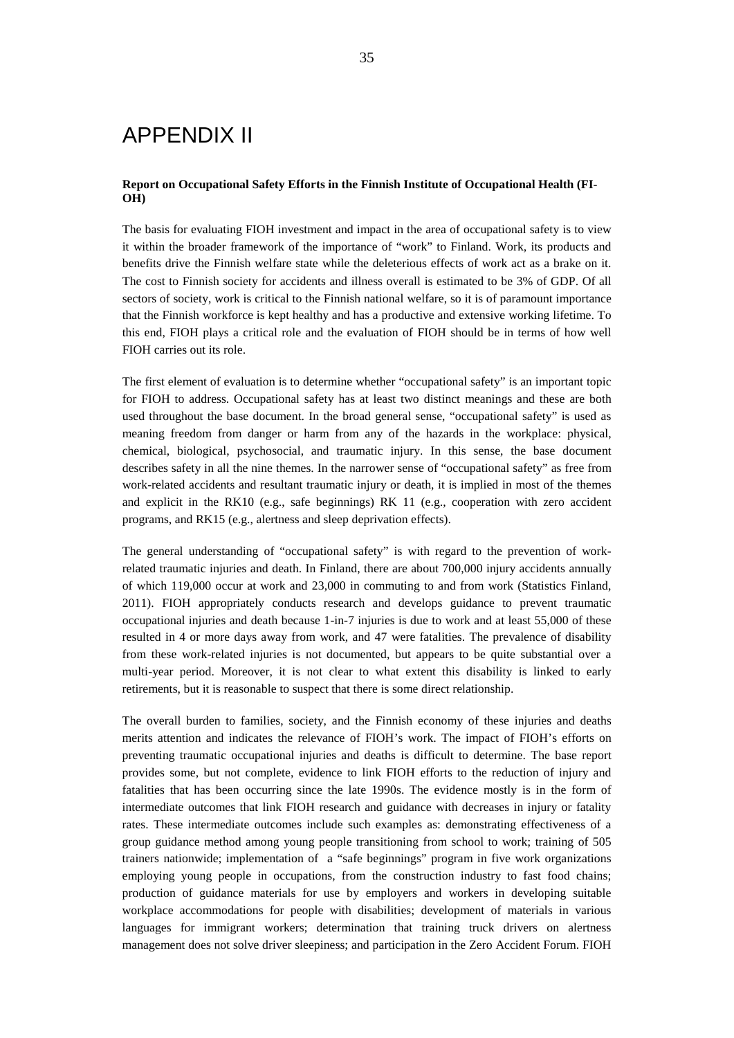# APPENDIX II

**Report on Occupational Safety Efforts in the Finnish Institute of Occupational Health (FIOH)**

The basis for evaluating FIOH investment and impact in the area of occupational safety is to view it within the broader framework of the importance of "work" to Finland. Work, its products and benefits drive the Finnish welfare state while the deleterious effects of work act as a brake on it. The cost to Finnish society for accidents and illness overall is estimated to be 3% of GDP. Of all sectors of society, work is critical to the Finnish national welfare, so it is of paramount importance that the Finnish workforce is kept healthy and has a productive and extensive working lifetime. To this end, FIOH plays a critical role and the evaluation of FIOH should be in terms of how well FIOH carries out its role.

The first element of evaluation is to determine whether "occupational safety" is an important topic for FIOH to address. Occupational safety has at least two distinct meanings and these are both used throughout the base document. In the broad general sense, "occupational safety" is used as meaning freedom from danger or harm from any of the hazards in the workplace: physical, chemical, biological, psychosocial, and traumatic injury. In this sense, the base document describes safety in all the nine themes. In the narrower sense of "occupational safety" as free from work-related accidents and resultant traumatic injury or death, it is implied in most of the themes and explicit in the RK10 (e.g., safe beginnings) RK 11 (e.g., cooperation with zero accident programs, and RK15 (e.g., alertness and sleep deprivation effects).

The general understanding of "occupational safety" is with regard to the prevention of work-related traumatic injuries and death. In Finland, there are about 700,000 injury accidents annually of which 119,000 occur at work and 23,000 in commuting to and from work (Statistics Finland, 2011). FIOH appropriately conducts research and develops guidance to prevent traumatic occupational injuries and death because 1-in-7 injuries is due to work and at least 55,000 of these resulted in 4 or more days away from work, and 47 were fatalities. The prevalence of disability from these work-related injuries is not documented, but appears to be quite substantial over a multi-year period. Moreover, it is not clear to what extent this disability is linked to early retirements, but it is reasonable to suspect that there is some direct relationship.

The overall burden to families, society, and the Finnish economy of these injuries and deaths merits attention and indicates the relevance of FIOH's work. The impact of FIOH's efforts on preventing traumatic occupational injuries and deaths is difficult to determine. The base report provides some, but not complete, evidence to link FIOH efforts to the reduction of injury and fatalities that has been occurring since the late 1990s. The evidence mostly is in the form of intermediate outcomes that link FIOH research and guidance with decreases in injury or fatality rates. These intermediate outcomes include such examples as: demonstrating effectiveness of a group guidance method among young people transitioning from school to work; training of 505 trainers nationwide; implementation of a "safe beginnings" program in five work organizations employing young people in occupations, from the construction industry to fast food chains; production of guidance materials for use by employers and workers in developing suitable workplace accommodations for people with disabilities; development of materials in various languages for immigrant workers; determination that training truck drivers on alertness management does not solve driver sleepiness; and participation in the Zero Accident Forum. FIOH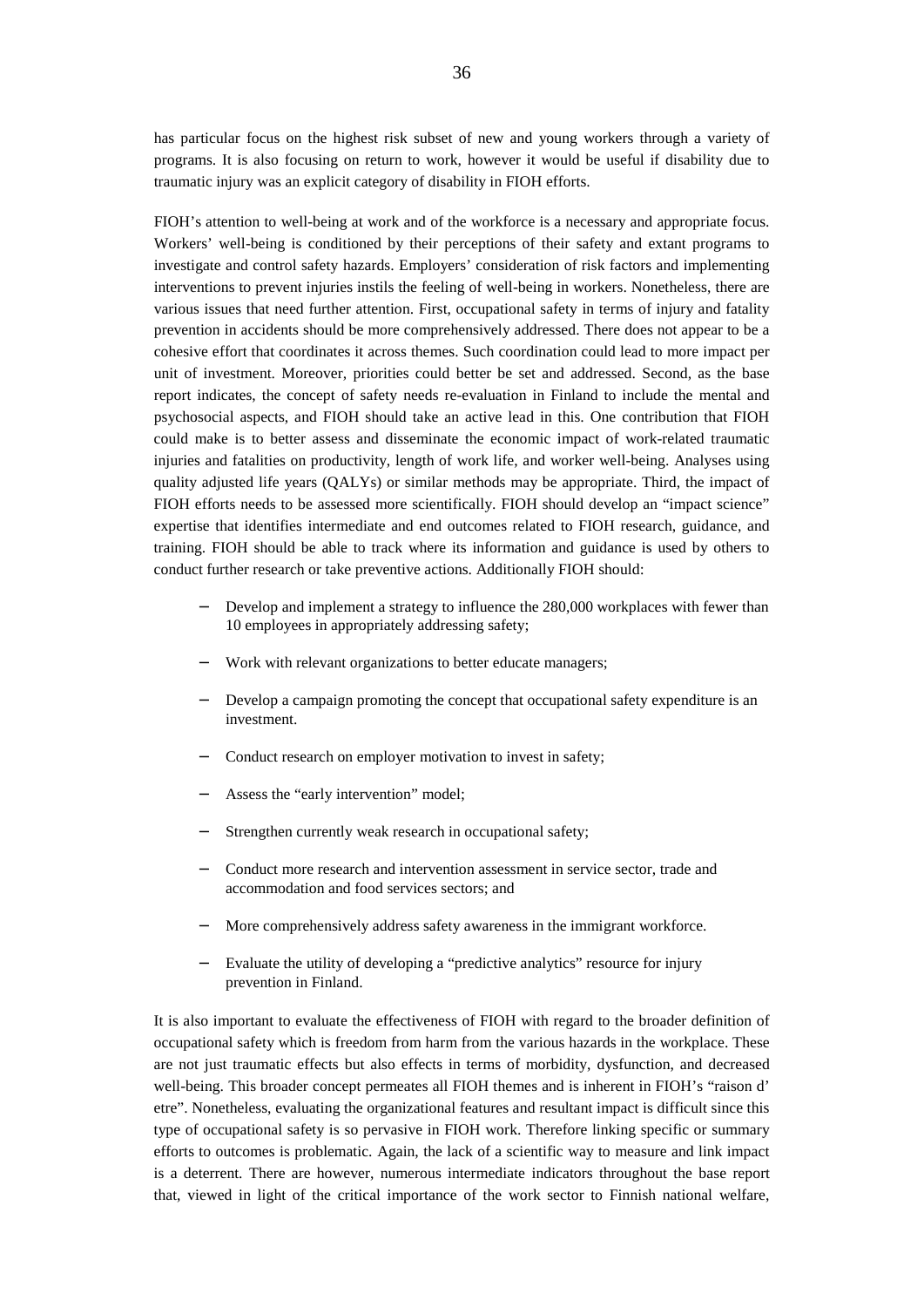has particular focus on the highest risk subset of new and young workers through a variety of programs. It is also focusing on return to work, however it would be useful if disability due to traumatic injury was an explicit category of disability in FIOH efforts.

FIOH's attention to well-being at work and of the workforce is a necessary and appropriate focus. Workers' well-being is conditioned by their perceptions of their safety and extant programs to investigate and control safety hazards. Employers' consideration of risk factors and implementing interventions to prevent injuries instils the feeling of well-being in workers. Nonetheless, there are various issues that need further attention. First, occupational safety in terms of injury and fatality prevention in accidents should be more comprehensively addressed. There does not appear to be a cohesive effort that coordinates it across themes. Such coordination could lead to more impact per unit of investment. Moreover, priorities could better be set and addressed. Second, as the base report indicates, the concept of safety needs re-evaluation in Finland to include the mental and psychosocial aspects, and FIOH should take an active lead in this. One contribution that FIOH could make is to better assess and disseminate the economic impact of work-related traumatic injuries and fatalities on productivity, length of work life, and worker well-being. Analyses using quality adjusted life years (QALYs) or similar methods may be appropriate. Third, the impact of FIOH efforts needs to be assessed more scientifically. FIOH should develop an "impact science" expertise that identifies intermediate and end outcomes related to FIOH research, guidance, and training. FIOH should be able to track where its information and guidance is used by others to conduct further research or take preventive actions. Additionally FIOH should:

- Develop and implement a strategy to influence the 280,000 workplaces with fewer than 10 employees in appropriately addressing safety;
- Work with relevant organizations to better educate managers;
- Develop a campaign promoting the concept that occupational safety expenditure is an investment.
- Conduct research on employer motivation to invest in safety;
- Assess the "early intervention" model;
- Strengthen currently weak research in occupational safety;
- Conduct more research and intervention assessment in service sector, trade and accommodation and food services sectors; and
- More comprehensively address safety awareness in the immigrant workforce.
- Evaluate the utility of developing a "predictive analytics" resource for injury prevention in Finland.

It is also important to evaluate the effectiveness of FIOH with regard to the broader definition of occupational safety which is freedom from harm from the various hazards in the workplace. These are not just traumatic effects but also effects in terms of morbidity, dysfunction, and decreased well-being. This broader concept permeates all FIOH themes and is inherent in FIOH's "raison d' etre". Nonetheless, evaluating the organizational features and resultant impact is difficult since this type of occupational safety is so pervasive in FIOH work. Therefore linking specific or summary efforts to outcomes is problematic. Again, the lack of a scientific way to measure and link impact is a deterrent. There are however, numerous intermediate indicators throughout the base report that, viewed in light of the critical importance of the work sector to Finnish national welfare,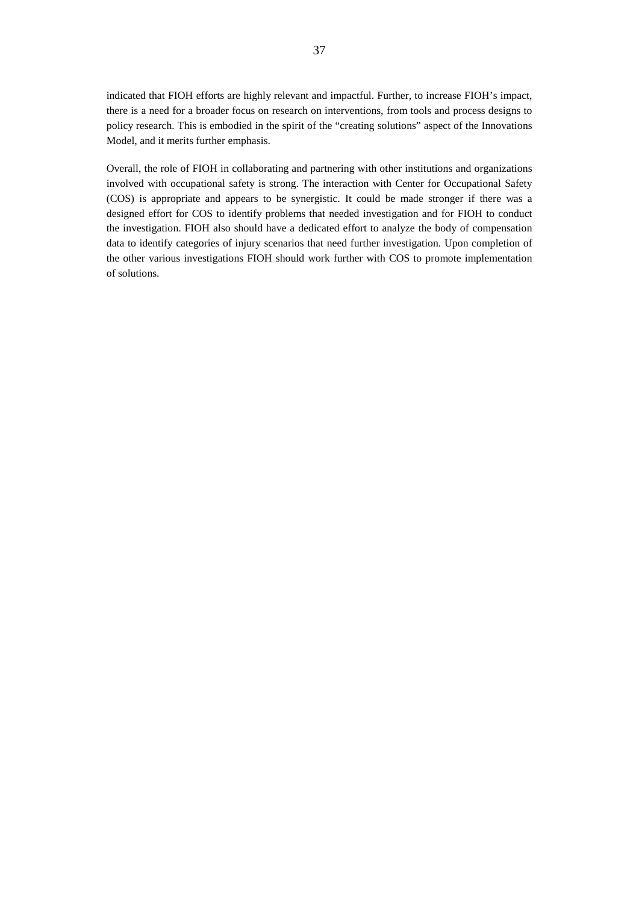indicated that FIOH efforts are highly relevant and impactful. Further, to increase FIOH's impact, there is a need for a broader focus on research on interventions, from tools and process designs to policy research. This is embodied in the spirit of the "creating solutions" aspect of the Innovations Model, and it merits further emphasis.

Overall, the role of FIOH in collaborating and partnering with other institutions and organizations involved with occupational safety is strong. The interaction with Center for Occupational Safety (COS) is appropriate and appears to be synergistic. It could be made stronger if there was a designed effort for COS to identify problems that needed investigation and for FIOH to conduct the investigation. FIOH also should have a dedicated effort to analyze the body of compensation data to identify categories of injury scenarios that need further investigation. Upon completion of the other various investigations FIOH should work further with COS to promote implementation of solutions.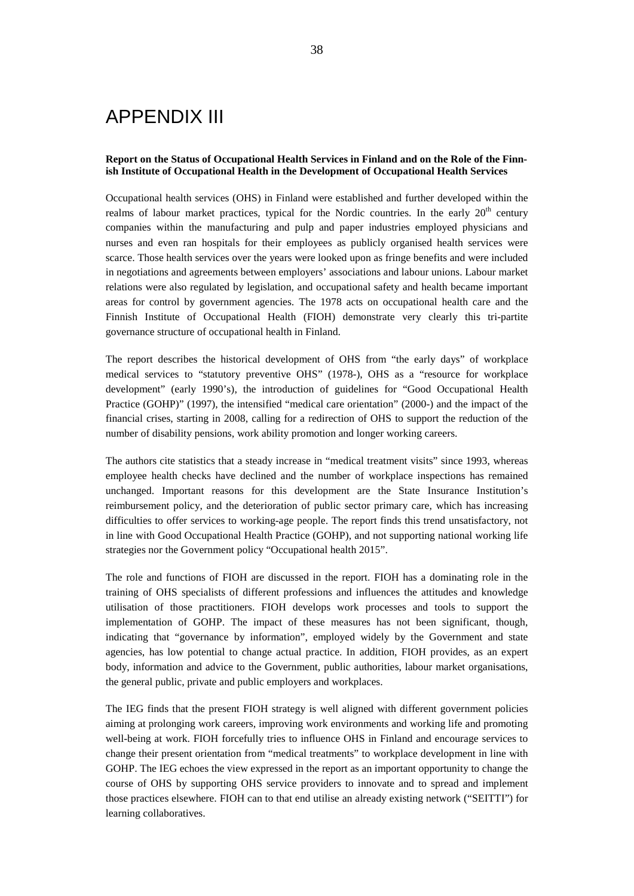# APPENDIX III

**Report on the Status of Occupational Health Services in Finland and on the Role of the Finnish Institute of Occupational Health in the Development of Occupational Health Services**

Occupational health services (OHS) in Finland were established and further developed within the realms of labour market practices, typical for the Nordic countries. In the early 20th century companies within the manufacturing and pulp and paper industries employed physicians and nurses and even ran hospitals for their employees as publicly organised health services were scarce. Those health services over the years were looked upon as fringe benefits and were included in negotiations and agreements between employers' associations and labour unions. Labour market relations were also regulated by legislation, and occupational safety and health became important areas for control by government agencies. The 1978 acts on occupational health care and the Finnish Institute of Occupational Health (FIOH) demonstrate very clearly this tri-partite governance structure of occupational health in Finland.

The report describes the historical development of OHS from "the early days" of workplace medical services to "statutory preventive OHS" (1978-), OHS as a "resource for workplace development" (early 1990's), the introduction of guidelines for "Good Occupational Health Practice (GOHP)" (1997), the intensified "medical care orientation" (2000-) and the impact of the financial crises, starting in 2008, calling for a redirection of OHS to support the reduction of the number of disability pensions, work ability promotion and longer working careers.

The authors cite statistics that a steady increase in "medical treatment visits" since 1993, whereas employee health checks have declined and the number of workplace inspections has remained unchanged. Important reasons for this development are the State Insurance Institution's reimbursement policy, and the deterioration of public sector primary care, which has increasing difficulties to offer services to working-age people. The report finds this trend unsatisfactory, not in line with Good Occupational Health Practice (GOHP), and not supporting national working life strategies nor the Government policy "Occupational health 2015".

The role and functions of FIOH are discussed in the report. FIOH has a dominating role in the training of OHS specialists of different professions and influences the attitudes and knowledge utilisation of those practitioners. FIOH develops work processes and tools to support the implementation of GOHP. The impact of these measures has not been significant, though, indicating that "governance by information", employed widely by the Government and state agencies, has low potential to change actual practice. In addition, FIOH provides, as an expert body, information and advice to the Government, public authorities, labour market organisations, the general public, private and public employers and workplaces.

The IEG finds that the present FIOH strategy is well aligned with different government policies aiming at prolonging work careers, improving work environments and working life and promoting well-being at work. FIOH forcefully tries to influence OHS in Finland and encourage services to change their present orientation from "medical treatments" to workplace development in line with GOHP. The IEG echoes the view expressed in the report as an important opportunity to change the course of OHS by supporting OHS service providers to innovate and to spread and implement those practices elsewhere. FIOH can to that end utilise an already existing network ("SEITTI") for learning collaboratives.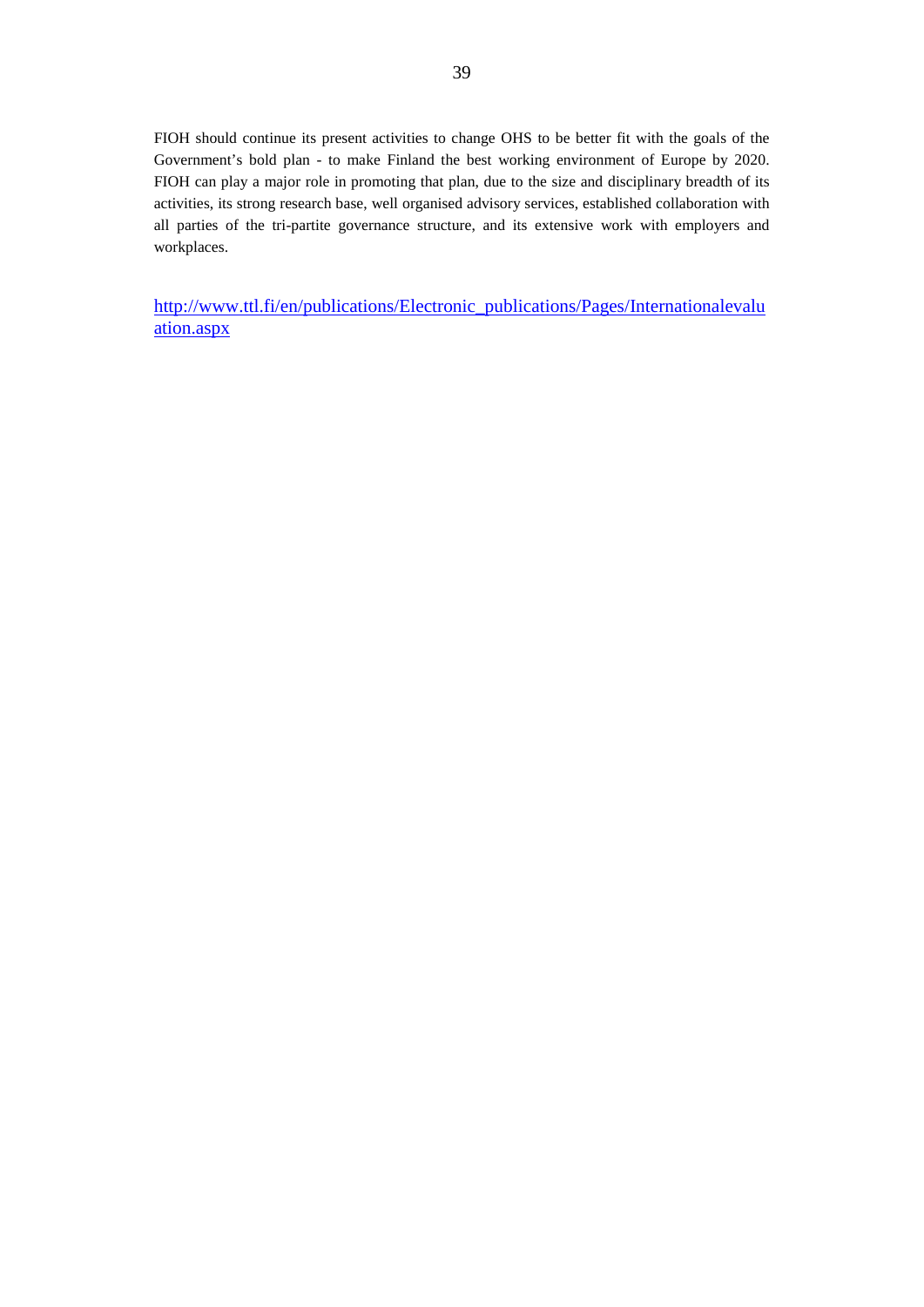FIOH should continue its present activities to change OHS to be better fit with the goals of the Government's bold plan - to make Finland the best working environment of Europe by 2020. FIOH can play a major role in promoting that plan, due to the size and disciplinary breadth of its activities, its strong research base, well organised advisory services, established collaboration with all parties of the tri-partite governance structure, and its extensive work with employers and workplaces.

http://www.ttl.fi/en/publications/Electronic_publications/Pages/Internationalevaluation.aspx